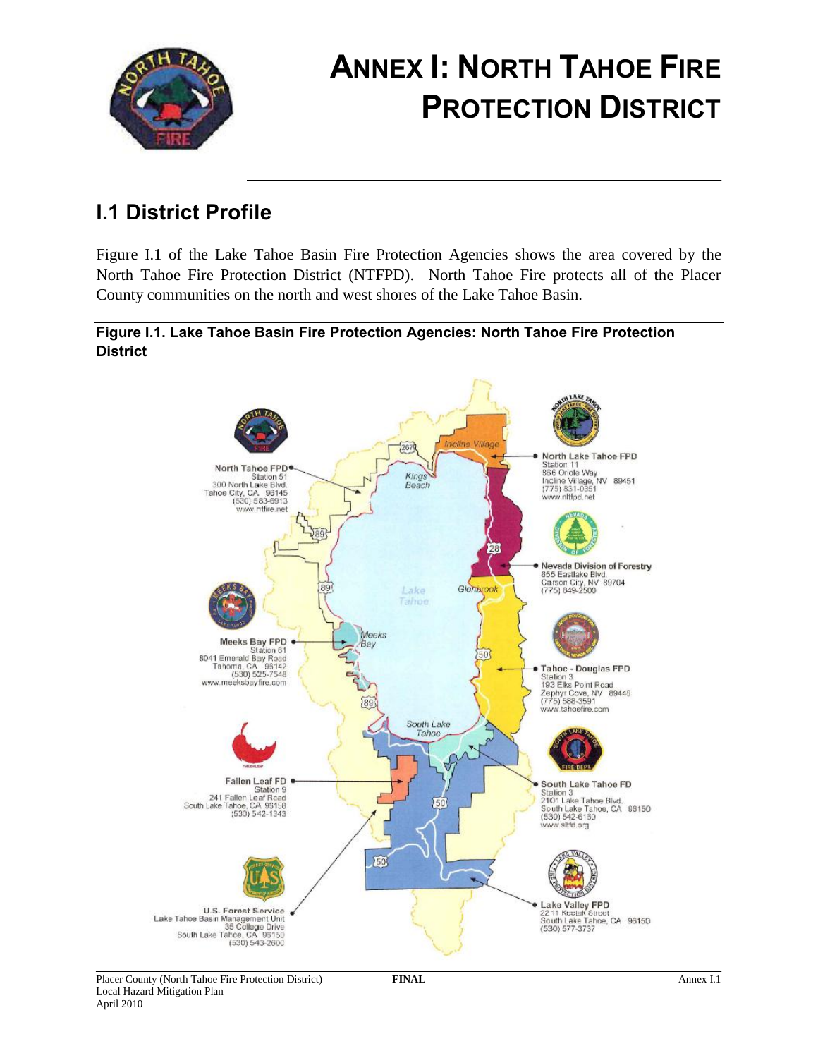# ANNEX I: NORTH TAHOE FIRE PROTECTION DISTRICT

## I.1 District Profile

Figure I.1 of the Lake Tahoe Basin Fire Protection Agencies shows the area covered by the North Tahoe Fire Protection District (NTFPD). North Tahoe Fire protects all of the Placer County communities on the north and west shores of the Lake Tahoe Basin.

**Figure I.1. Lake Tahoe Basin Fire Protection Agencies: North Tahoe Fire Protection District**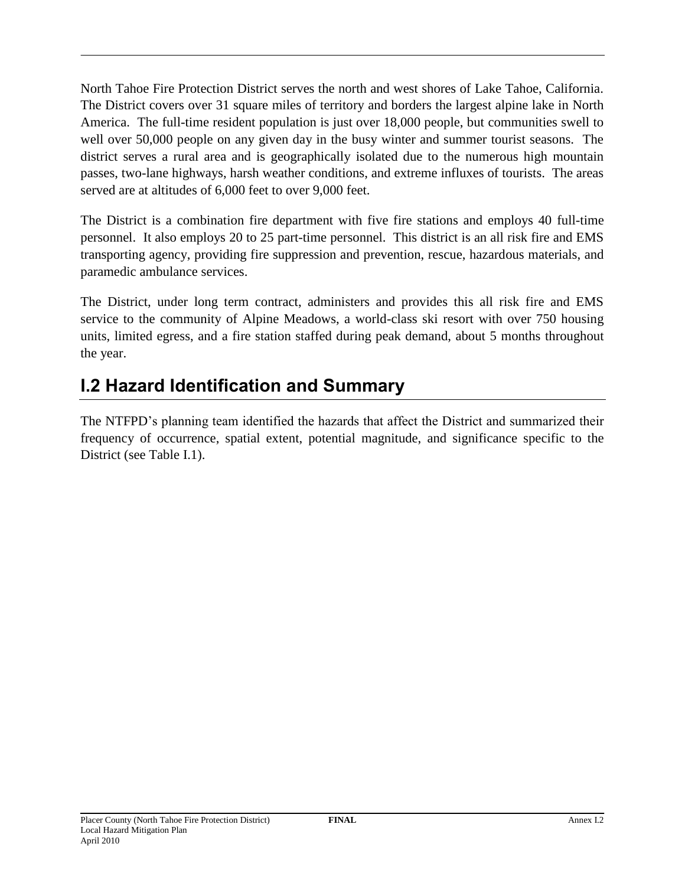North Tahoe Fire Protection District serves the north and west shores of Lake Tahoe, California. The District covers over 31 square miles of territory and borders the largest alpine lake in North America. The full-time resident population is just over 18,000 people, but communities swell to well over 50,000 people on any given day in the busy winter and summer tourist seasons. The district serves a rural area and is geographically isolated due to the numerous high mountain passes, two-lane highways, harsh weather conditions, and extreme influxes of tourists. The areas served are at altitudes of 6,000 feet to over 9,000 feet.

The District is a combination fire department with five fire stations and employs 40 full-time personnel. It also employs 20 to 25 part-time personnel. This district is an all risk fire and EMS transporting agency, providing fire suppression and prevention, rescue, hazardous materials, and paramedic ambulance services.

The District, under long term contract, administers and provides this all risk fire and EMS service to the community of Alpine Meadows, a world-class ski resort with over 750 housing units, limited egress, and a fire station staffed during peak demand, about 5 months throughout the year.

## I.2 Hazard Identification and Summary

The NTFPD's planning team identified the hazards that affect the District and summarized their frequency of occurrence, spatial extent, potential magnitude, and significance specific to the District (see Table I.1).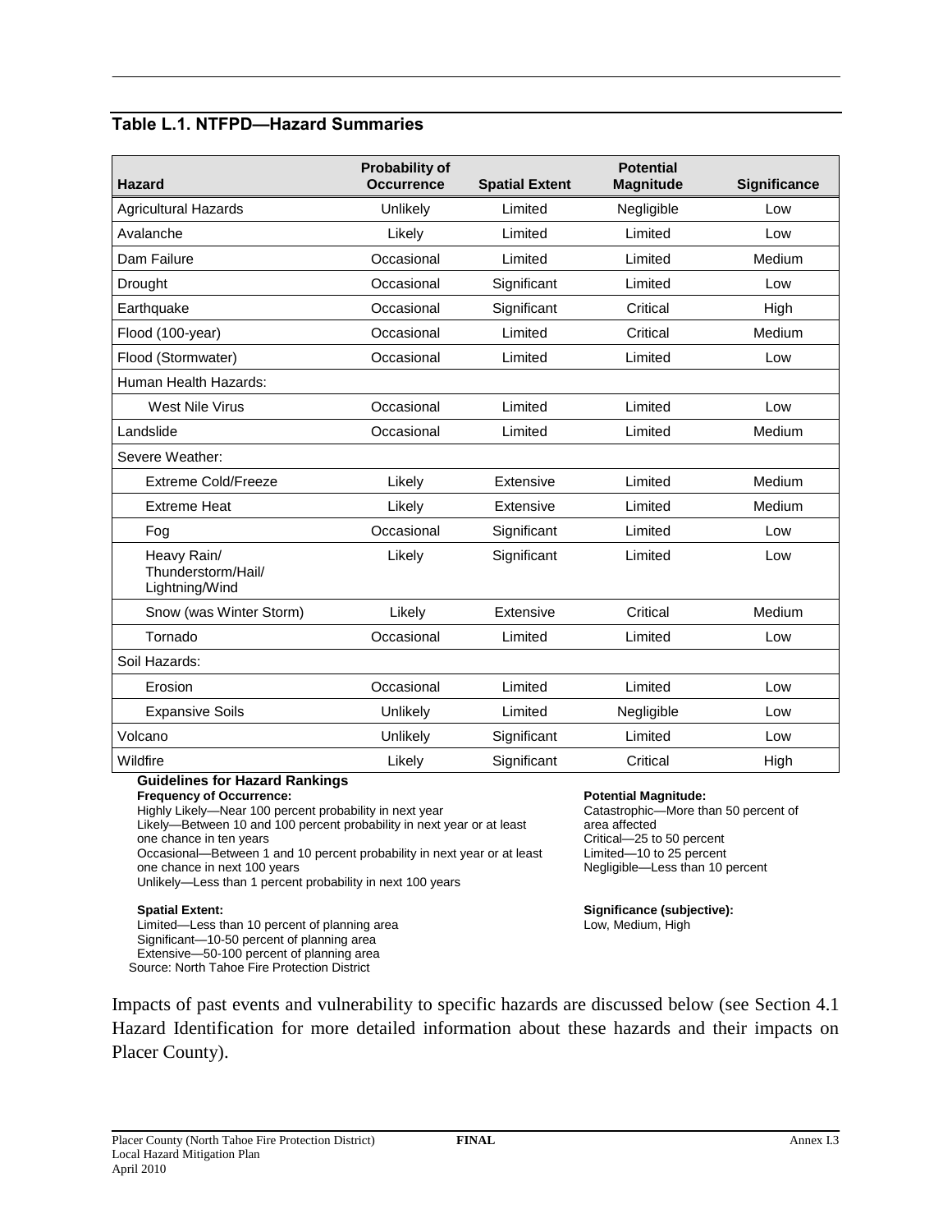### Table L.1. NTFPD—Hazard Summaries

| Hazard | Probability of Occurrence | Spatial Extent | Potential Magnitude | Significance |
|---|---|---|---|---|
| Agricultural Hazards | Unlikely | Limited | Negligible | Low |
| Avalanche | Likely | Limited | Limited | Low |
| Dam Failure | Occasional | Limited | Limited | Medium |
| Drought | Occasional | Significant | Limited | Low |
| Earthquake | Occasional | Significant | Critical | High |
| Flood (100-year) | Occasional | Limited | Critical | Medium |
| Flood (Stormwater) | Occasional | Limited | Limited | Low |
| Human Health Hazards: | | | | |
| West Nile Virus | Occasional | Limited | Limited | Low |
| Landslide | Occasional | Limited | Limited | Medium |
| Severe Weather: | | | | |
| Extreme Cold/Freeze | Likely | Extensive | Limited | Medium |
| Extreme Heat | Likely | Extensive | Limited | Medium |
| Fog | Occasional | Significant | Limited | Low |
| Heavy Rain/ Thunderstorm/Hail/ Lightning/Wind | Likely | Significant | Limited | Low |
| Snow (was Winter Storm) | Likely | Extensive | Critical | Medium |
| Tornado | Occasional | Limited | Limited | Low |
| Soil Hazards: | | | | |
| Erosion | Occasional | Limited | Limited | Low |
| Expansive Soils | Unlikely | Limited | Negligible | Low |
| Volcano | Unlikely | Significant | Limited | Low |
| Wildfire | Likely | Significant | Critical | High |

**Guidelines for Hazard Rankings**

**Frequency of Occurrence:**
Highly Likely—Near 100 percent probability in next year
Likely—Between 10 and 100 percent probability in next year or at least one chance in ten years
Occasional—Between 1 and 10 percent probability in next year or at least one chance in next 100 years
Unlikely—Less than 1 percent probability in next 100 years

**Spatial Extent:**
Limited—Less than 10 percent of planning area
Significant—10-50 percent of planning area
Extensive—50-100 percent of planning area

**Potential Magnitude:**
Catastrophic—More than 50 percent of area affected
Critical—25 to 50 percent
Limited—10 to 25 percent
Negligible—Less than 10 percent

**Significance (subjective):**
Low, Medium, High

Source: North Tahoe Fire Protection District

Impacts of past events and vulnerability to specific hazards are discussed below (see Section 4.1 Hazard Identification for more detailed information about these hazards and their impacts on Placer County).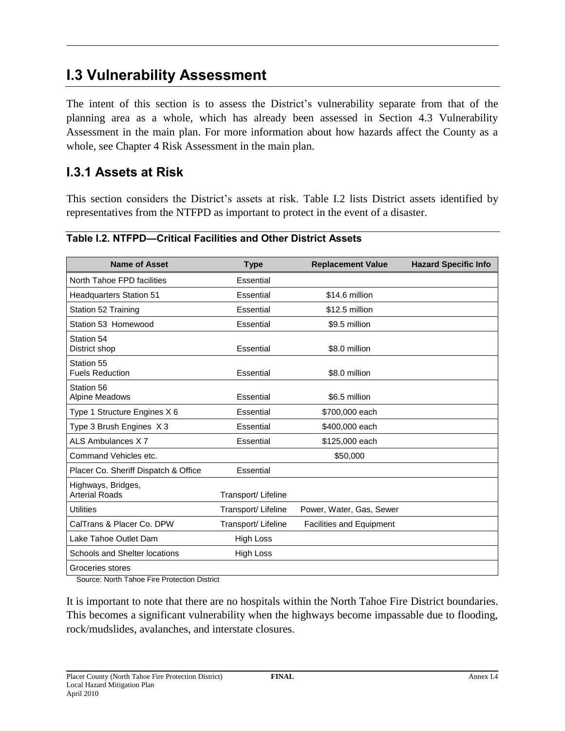# I.3 Vulnerability Assessment

The intent of this section is to assess the District's vulnerability separate from that of the planning area as a whole, which has already been assessed in Section 4.3 Vulnerability Assessment in the main plan. For more information about how hazards affect the County as a whole, see Chapter 4 Risk Assessment in the main plan.

## I.3.1 Assets at Risk

This section considers the District's assets at risk. Table I.2 lists District assets identified by representatives from the NTFPD as important to protect in the event of a disaster.

**Table I.2. NTFPD—Critical Facilities and Other District Assets**

| Name of Asset | Type | Replacement Value | Hazard Specific Info |
|---|---|---|---|
| North Tahoe FPD facilities | Essential | | |
| Headquarters Station 51 | Essential | $14.6 million | |
| Station 52 Training | Essential | $12.5 million | |
| Station 53 Homewood | Essential | $9.5 million | |
| Station 54 District shop | Essential | $8.0 million | |
| Station 55 Fuels Reduction | Essential | $8.0 million | |
| Station 56 Alpine Meadows | Essential | $6.5 million | |
| Type 1 Structure Engines X 6 | Essential | $700,000 each | |
| Type 3 Brush Engines X 3 | Essential | $400,000 each | |
| ALS Ambulances X 7 | Essential | $125,000 each | |
| Command Vehicles etc. | | $50,000 | |
| Placer Co. Sheriff Dispatch & Office | Essential | | |
| Highways, Bridges, Arterial Roads | Transport/ Lifeline | | |
| Utilities | Transport/ Lifeline | Power, Water, Gas, Sewer | |
| CalTrans & Placer Co. DPW | Transport/ Lifeline | Facilities and Equipment | |
| Lake Tahoe Outlet Dam | High Loss | | |
| Schools and Shelter locations | High Loss | | |
| Groceries stores | | | |

Source: North Tahoe Fire Protection District

It is important to note that there are no hospitals within the North Tahoe Fire District boundaries. This becomes a significant vulnerability when the highways become impassable due to flooding, rock/mudslides, avalanches, and interstate closures.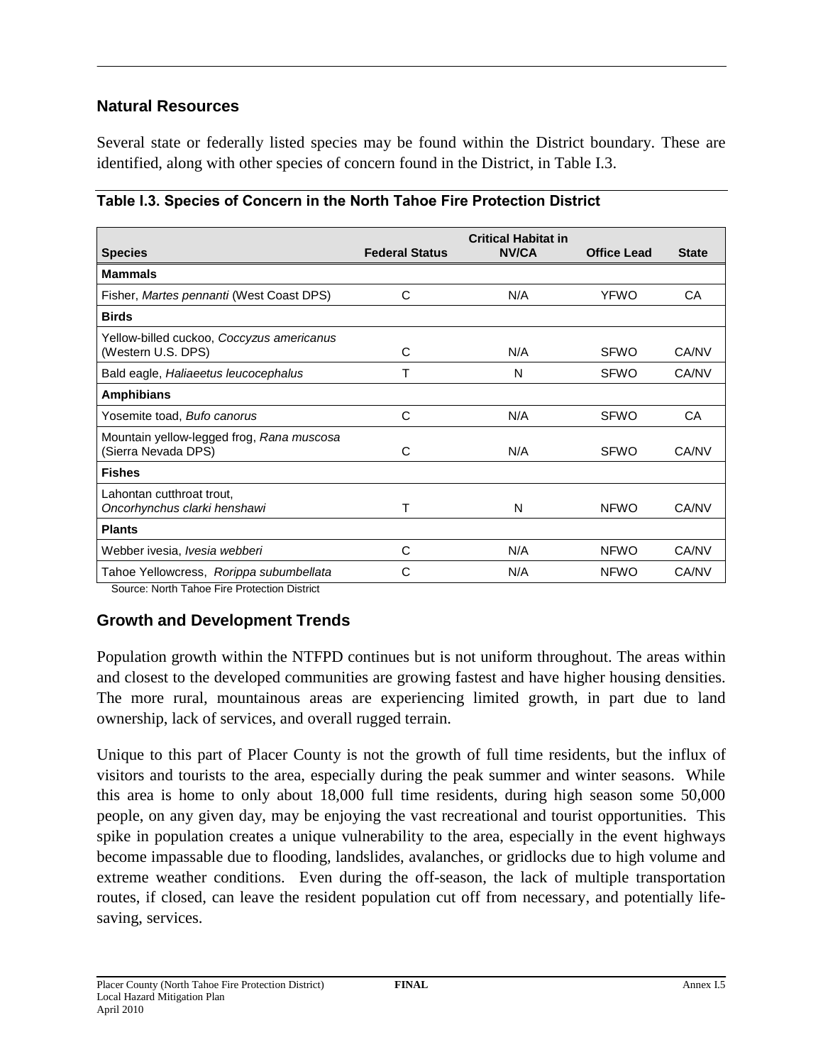## Natural Resources

Several state or federally listed species may be found within the District boundary. These are identified, along with other species of concern found in the District, in Table I.3.

**Table I.3. Species of Concern in the North Tahoe Fire Protection District**

| Species | Federal Status | Critical Habitat in NV/CA | Office Lead | State |
|---|---|---|---|---|
| **Mammals** | | | | |
| Fisher, *Martes pennanti* (West Coast DPS) | C | N/A | YFWO | CA |
| **Birds** | | | | |
| Yellow-billed cuckoo, *Coccyzus americanus* (Western U.S. DPS) | C | N/A | SFWO | CA/NV |
| Bald eagle, *Haliaeetus leucocephalus* | T | N | SFWO | CA/NV |
| **Amphibians** | | | | |
| Yosemite toad, *Bufo canorus* | C | N/A | SFWO | CA |
| Mountain yellow-legged frog, *Rana muscosa* (Sierra Nevada DPS) | C | N/A | SFWO | CA/NV |
| **Fishes** | | | | |
| Lahontan cutthroat trout, *Oncorhynchus clarki henshawi* | T | N | NFWO | CA/NV |
| **Plants** | | | | |
| Webber ivesia, *Ivesia webberi* | C | N/A | NFWO | CA/NV |
| Tahoe Yellowcress, *Rorippa subumbellata* | C | N/A | NFWO | CA/NV |

Source: North Tahoe Fire Protection District

## Growth and Development Trends

Population growth within the NTFPD continues but is not uniform throughout. The areas within and closest to the developed communities are growing fastest and have higher housing densities. The more rural, mountainous areas are experiencing limited growth, in part due to land ownership, lack of services, and overall rugged terrain.

Unique to this part of Placer County is not the growth of full time residents, but the influx of visitors and tourists to the area, especially during the peak summer and winter seasons. While this area is home to only about 18,000 full time residents, during high season some 50,000 people, on any given day, may be enjoying the vast recreational and tourist opportunities. This spike in population creates a unique vulnerability to the area, especially in the event highways become impassable due to flooding, landslides, avalanches, or gridlocks due to high volume and extreme weather conditions. Even during the off-season, the lack of multiple transportation routes, if closed, can leave the resident population cut off from necessary, and potentially life-saving, services.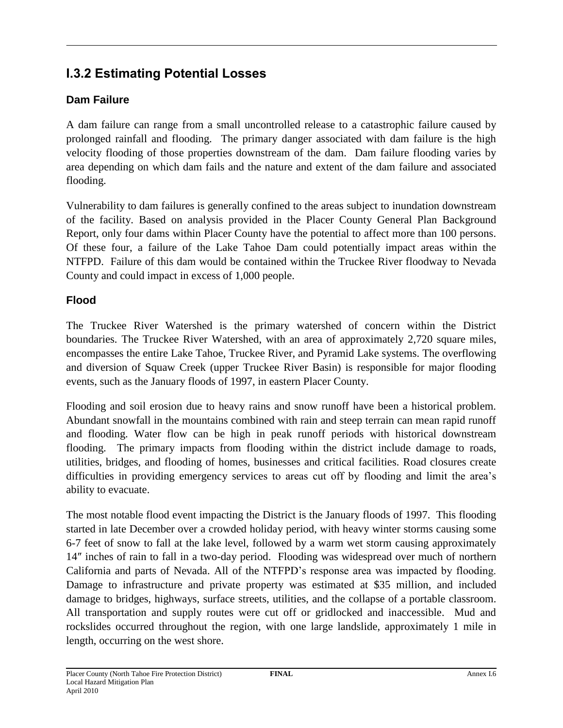## I.3.2 Estimating Potential Losses

### Dam Failure

A dam failure can range from a small uncontrolled release to a catastrophic failure caused by prolonged rainfall and flooding. The primary danger associated with dam failure is the high velocity flooding of those properties downstream of the dam. Dam failure flooding varies by area depending on which dam fails and the nature and extent of the dam failure and associated flooding.

Vulnerability to dam failures is generally confined to the areas subject to inundation downstream of the facility. Based on analysis provided in the Placer County General Plan Background Report, only four dams within Placer County have the potential to affect more than 100 persons. Of these four, a failure of the Lake Tahoe Dam could potentially impact areas within the NTFPD. Failure of this dam would be contained within the Truckee River floodway to Nevada County and could impact in excess of 1,000 people.

### Flood

The Truckee River Watershed is the primary watershed of concern within the District boundaries. The Truckee River Watershed, with an area of approximately 2,720 square miles, encompasses the entire Lake Tahoe, Truckee River, and Pyramid Lake systems. The overflowing and diversion of Squaw Creek (upper Truckee River Basin) is responsible for major flooding events, such as the January floods of 1997, in eastern Placer County.

Flooding and soil erosion due to heavy rains and snow runoff have been a historical problem. Abundant snowfall in the mountains combined with rain and steep terrain can mean rapid runoff and flooding. Water flow can be high in peak runoff periods with historical downstream flooding. The primary impacts from flooding within the district include damage to roads, utilities, bridges, and flooding of homes, businesses and critical facilities. Road closures create difficulties in providing emergency services to areas cut off by flooding and limit the area's ability to evacuate.

The most notable flood event impacting the District is the January floods of 1997. This flooding started in late December over a crowded holiday period, with heavy winter storms causing some 6-7 feet of snow to fall at the lake level, followed by a warm wet storm causing approximately 14″ inches of rain to fall in a two-day period. Flooding was widespread over much of northern California and parts of Nevada. All of the NTFPD's response area was impacted by flooding. Damage to infrastructure and private property was estimated at $35 million, and included damage to bridges, highways, surface streets, utilities, and the collapse of a portable classroom. All transportation and supply routes were cut off or gridlocked and inaccessible. Mud and rockslides occurred throughout the region, with one large landslide, approximately 1 mile in length, occurring on the west shore.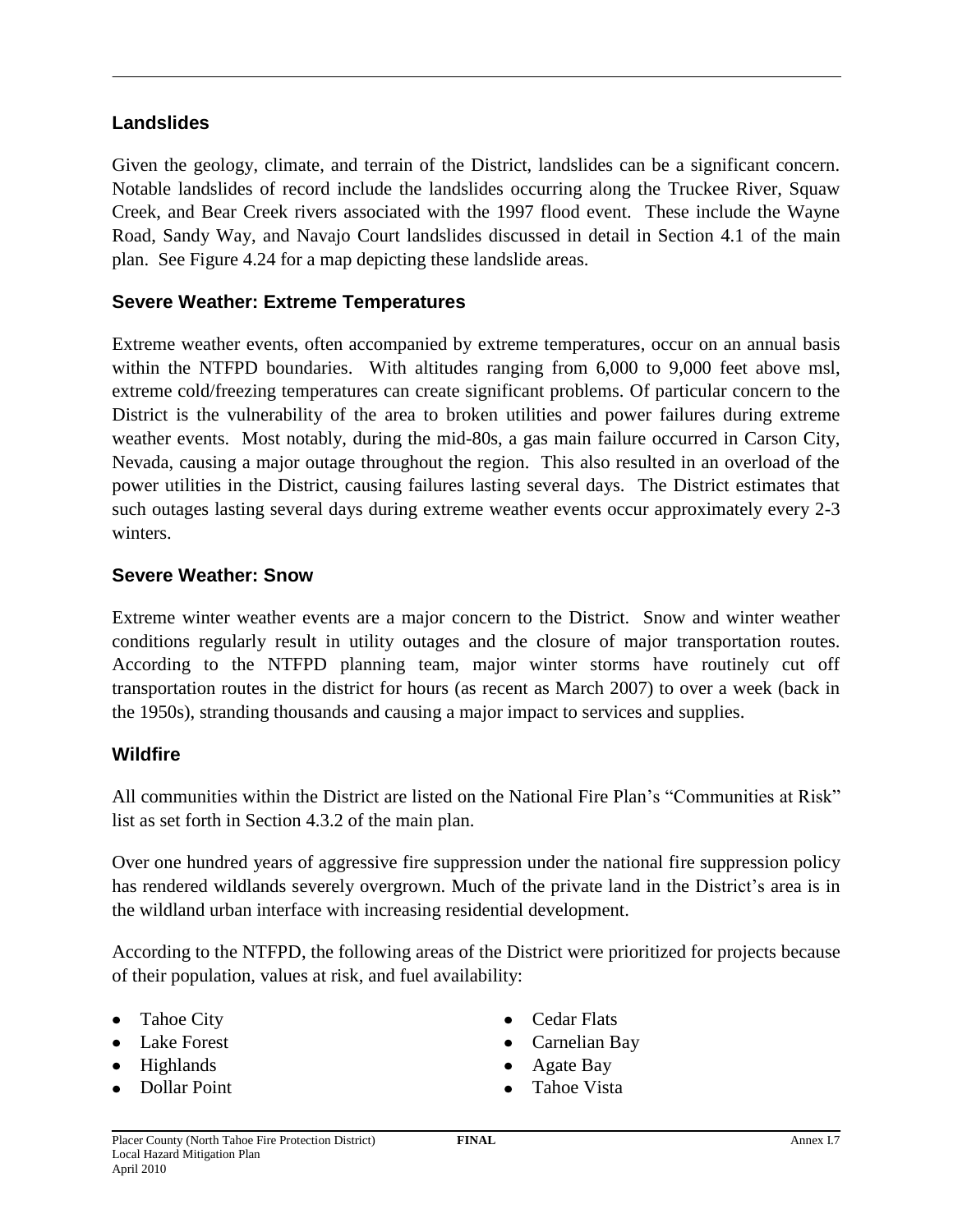### Landslides

Given the geology, climate, and terrain of the District, landslides can be a significant concern. Notable landslides of record include the landslides occurring along the Truckee River, Squaw Creek, and Bear Creek rivers associated with the 1997 flood event. These include the Wayne Road, Sandy Way, and Navajo Court landslides discussed in detail in Section 4.1 of the main plan. See Figure 4.24 for a map depicting these landslide areas.

### Severe Weather: Extreme Temperatures

Extreme weather events, often accompanied by extreme temperatures, occur on an annual basis within the NTFPD boundaries. With altitudes ranging from 6,000 to 9,000 feet above msl, extreme cold/freezing temperatures can create significant problems. Of particular concern to the District is the vulnerability of the area to broken utilities and power failures during extreme weather events. Most notably, during the mid-80s, a gas main failure occurred in Carson City, Nevada, causing a major outage throughout the region. This also resulted in an overload of the power utilities in the District, causing failures lasting several days. The District estimates that such outages lasting several days during extreme weather events occur approximately every 2-3 winters.

### Severe Weather: Snow

Extreme winter weather events are a major concern to the District. Snow and winter weather conditions regularly result in utility outages and the closure of major transportation routes. According to the NTFPD planning team, major winter storms have routinely cut off transportation routes in the district for hours (as recent as March 2007) to over a week (back in the 1950s), stranding thousands and causing a major impact to services and supplies.

### Wildfire

All communities within the District are listed on the National Fire Plan's "Communities at Risk" list as set forth in Section 4.3.2 of the main plan.

Over one hundred years of aggressive fire suppression under the national fire suppression policy has rendered wildlands severely overgrown. Much of the private land in the District's area is in the wildland urban interface with increasing residential development.

According to the NTFPD, the following areas of the District were prioritized for projects because of their population, values at risk, and fuel availability:

- Tahoe City
- Lake Forest
- Highlands
- Dollar Point
- Cedar Flats
- Carnelian Bay
- Agate Bay
- Tahoe Vista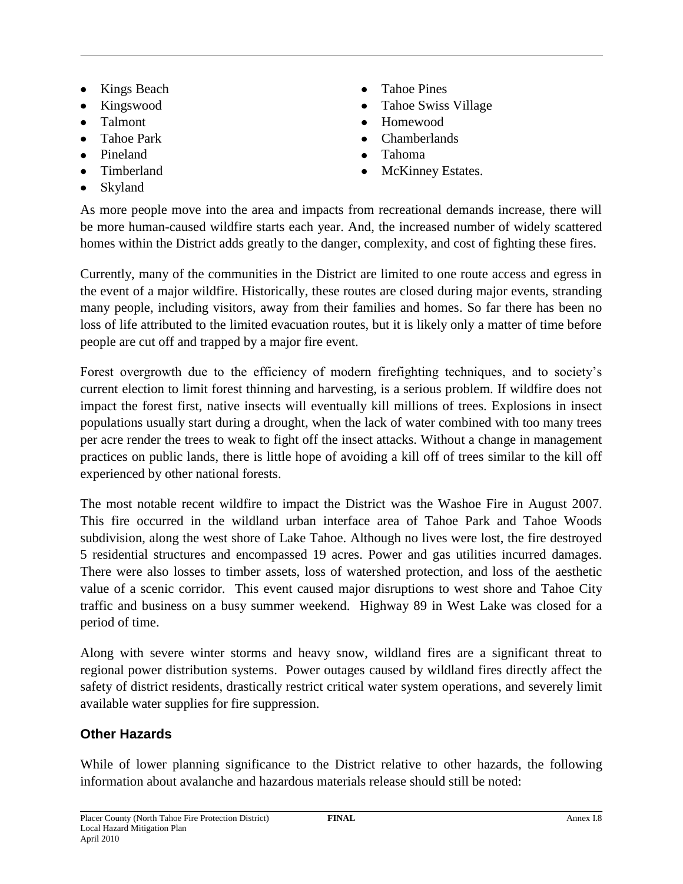- Kings Beach
- Kingswood
- Talmont
- Tahoe Park
- Pineland
- Timberland
- Skyland
- Tahoe Pines
- Tahoe Swiss Village
- Homewood
- Chamberlands
- Tahoma
- McKinney Estates.

As more people move into the area and impacts from recreational demands increase, there will be more human-caused wildfire starts each year. And, the increased number of widely scattered homes within the District adds greatly to the danger, complexity, and cost of fighting these fires.

Currently, many of the communities in the District are limited to one route access and egress in the event of a major wildfire. Historically, these routes are closed during major events, stranding many people, including visitors, away from their families and homes. So far there has been no loss of life attributed to the limited evacuation routes, but it is likely only a matter of time before people are cut off and trapped by a major fire event.

Forest overgrowth due to the efficiency of modern firefighting techniques, and to society's current election to limit forest thinning and harvesting, is a serious problem. If wildfire does not impact the forest first, native insects will eventually kill millions of trees. Explosions in insect populations usually start during a drought, when the lack of water combined with too many trees per acre render the trees to weak to fight off the insect attacks. Without a change in management practices on public lands, there is little hope of avoiding a kill off of trees similar to the kill off experienced by other national forests.

The most notable recent wildfire to impact the District was the Washoe Fire in August 2007. This fire occurred in the wildland urban interface area of Tahoe Park and Tahoe Woods subdivision, along the west shore of Lake Tahoe. Although no lives were lost, the fire destroyed 5 residential structures and encompassed 19 acres. Power and gas utilities incurred damages. There were also losses to timber assets, loss of watershed protection, and loss of the aesthetic value of a scenic corridor. This event caused major disruptions to west shore and Tahoe City traffic and business on a busy summer weekend. Highway 89 in West Lake was closed for a period of time.

Along with severe winter storms and heavy snow, wildland fires are a significant threat to regional power distribution systems. Power outages caused by wildland fires directly affect the safety of district residents, drastically restrict critical water system operations, and severely limit available water supplies for fire suppression.

### Other Hazards

While of lower planning significance to the District relative to other hazards, the following information about avalanche and hazardous materials release should still be noted: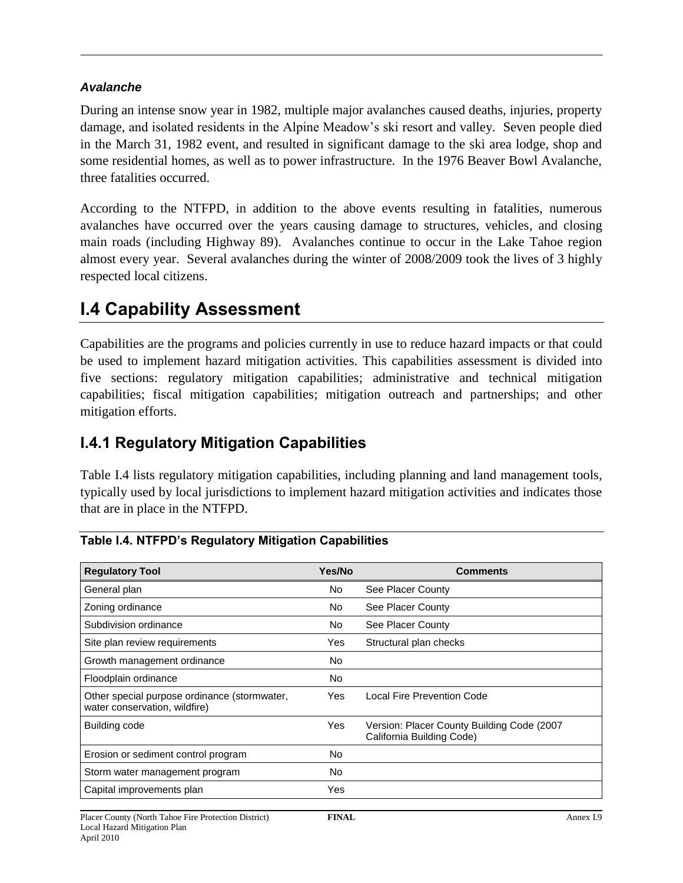### *Avalanche*

During an intense snow year in 1982, multiple major avalanches caused deaths, injuries, property damage, and isolated residents in the Alpine Meadow's ski resort and valley. Seven people died in the March 31, 1982 event, and resulted in significant damage to the ski area lodge, shop and some residential homes, as well as to power infrastructure. In the 1976 Beaver Bowl Avalanche, three fatalities occurred.

According to the NTFPD, in addition to the above events resulting in fatalities, numerous avalanches have occurred over the years causing damage to structures, vehicles, and closing main roads (including Highway 89). Avalanches continue to occur in the Lake Tahoe region almost every year. Several avalanches during the winter of 2008/2009 took the lives of 3 highly respected local citizens.

# I.4 Capability Assessment

Capabilities are the programs and policies currently in use to reduce hazard impacts or that could be used to implement hazard mitigation activities. This capabilities assessment is divided into five sections: regulatory mitigation capabilities; administrative and technical mitigation capabilities; fiscal mitigation capabilities; mitigation outreach and partnerships; and other mitigation efforts.

## I.4.1 Regulatory Mitigation Capabilities

Table I.4 lists regulatory mitigation capabilities, including planning and land management tools, typically used by local jurisdictions to implement hazard mitigation activities and indicates those that are in place in the NTFPD.

**Table I.4. NTFPD's Regulatory Mitigation Capabilities**

| Regulatory Tool | Yes/No | Comments |
|---|---|---|
| General plan | No | See Placer County |
| Zoning ordinance | No | See Placer County |
| Subdivision ordinance | No | See Placer County |
| Site plan review requirements | Yes | Structural plan checks |
| Growth management ordinance | No | |
| Floodplain ordinance | No | |
| Other special purpose ordinance (stormwater, water conservation, wildfire) | Yes | Local Fire Prevention Code |
| Building code | Yes | Version: Placer County Building Code (2007 California Building Code) |
| Erosion or sediment control program | No | |
| Storm water management program | No | |
| Capital improvements plan | Yes | |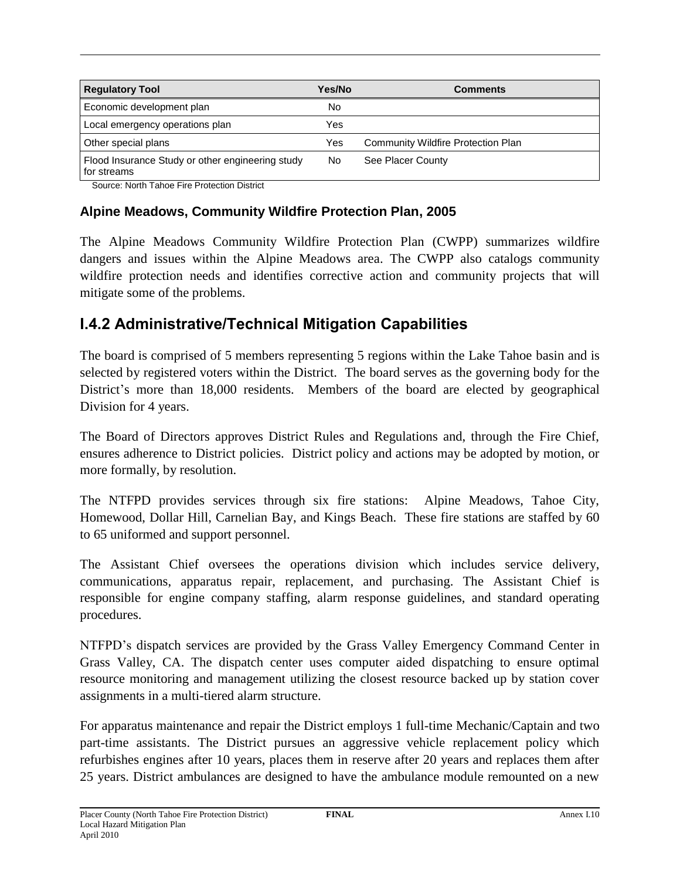| Regulatory Tool | Yes/No | Comments |
| --- | --- | --- |
| Economic development plan | No | |
| Local emergency operations plan | Yes | |
| Other special plans | Yes | Community Wildfire Protection Plan |
| Flood Insurance Study or other engineering study for streams | No | See Placer County |

Source: North Tahoe Fire Protection District

### Alpine Meadows, Community Wildfire Protection Plan, 2005

The Alpine Meadows Community Wildfire Protection Plan (CWPP) summarizes wildfire dangers and issues within the Alpine Meadows area. The CWPP also catalogs community wildfire protection needs and identifies corrective action and community projects that will mitigate some of the problems.

## I.4.2 Administrative/Technical Mitigation Capabilities

The board is comprised of 5 members representing 5 regions within the Lake Tahoe basin and is selected by registered voters within the District. The board serves as the governing body for the District's more than 18,000 residents. Members of the board are elected by geographical Division for 4 years.

The Board of Directors approves District Rules and Regulations and, through the Fire Chief, ensures adherence to District policies. District policy and actions may be adopted by motion, or more formally, by resolution.

The NTFPD provides services through six fire stations: Alpine Meadows, Tahoe City, Homewood, Dollar Hill, Carnelian Bay, and Kings Beach. These fire stations are staffed by 60 to 65 uniformed and support personnel.

The Assistant Chief oversees the operations division which includes service delivery, communications, apparatus repair, replacement, and purchasing. The Assistant Chief is responsible for engine company staffing, alarm response guidelines, and standard operating procedures.

NTFPD's dispatch services are provided by the Grass Valley Emergency Command Center in Grass Valley, CA. The dispatch center uses computer aided dispatching to ensure optimal resource monitoring and management utilizing the closest resource backed up by station cover assignments in a multi-tiered alarm structure.

For apparatus maintenance and repair the District employs 1 full-time Mechanic/Captain and two part-time assistants. The District pursues an aggressive vehicle replacement policy which refurbishes engines after 10 years, places them in reserve after 20 years and replaces them after 25 years. District ambulances are designed to have the ambulance module remounted on a new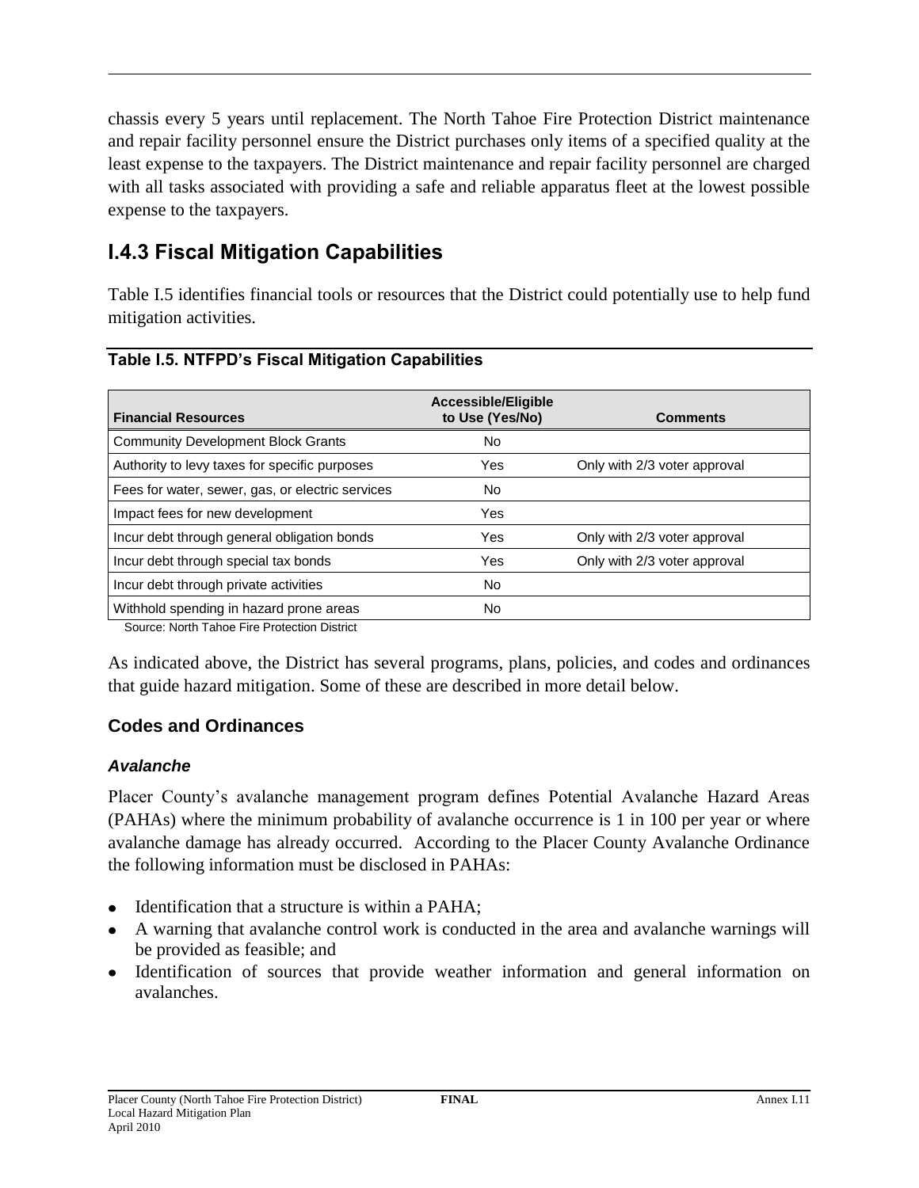chassis every 5 years until replacement. The North Tahoe Fire Protection District maintenance and repair facility personnel ensure the District purchases only items of a specified quality at the least expense to the taxpayers. The District maintenance and repair facility personnel are charged with all tasks associated with providing a safe and reliable apparatus fleet at the lowest possible expense to the taxpayers.

## I.4.3 Fiscal Mitigation Capabilities

Table I.5 identifies financial tools or resources that the District could potentially use to help fund mitigation activities.

**Table I.5. NTFPD's Fiscal Mitigation Capabilities**

| Financial Resources | Accessible/Eligible to Use (Yes/No) | Comments |
|---|---|---|
| Community Development Block Grants | No | |
| Authority to levy taxes for specific purposes | Yes | Only with 2/3 voter approval |
| Fees for water, sewer, gas, or electric services | No | |
| Impact fees for new development | Yes | |
| Incur debt through general obligation bonds | Yes | Only with 2/3 voter approval |
| Incur debt through special tax bonds | Yes | Only with 2/3 voter approval |
| Incur debt through private activities | No | |
| Withhold spending in hazard prone areas | No | |

Source: North Tahoe Fire Protection District

As indicated above, the District has several programs, plans, policies, and codes and ordinances that guide hazard mitigation. Some of these are described in more detail below.

### Codes and Ordinances

#### *Avalanche*

Placer County's avalanche management program defines Potential Avalanche Hazard Areas (PAHAs) where the minimum probability of avalanche occurrence is 1 in 100 per year or where avalanche damage has already occurred. According to the Placer County Avalanche Ordinance the following information must be disclosed in PAHAs:

- Identification that a structure is within a PAHA;
- A warning that avalanche control work is conducted in the area and avalanche warnings will be provided as feasible; and
- Identification of sources that provide weather information and general information on avalanches.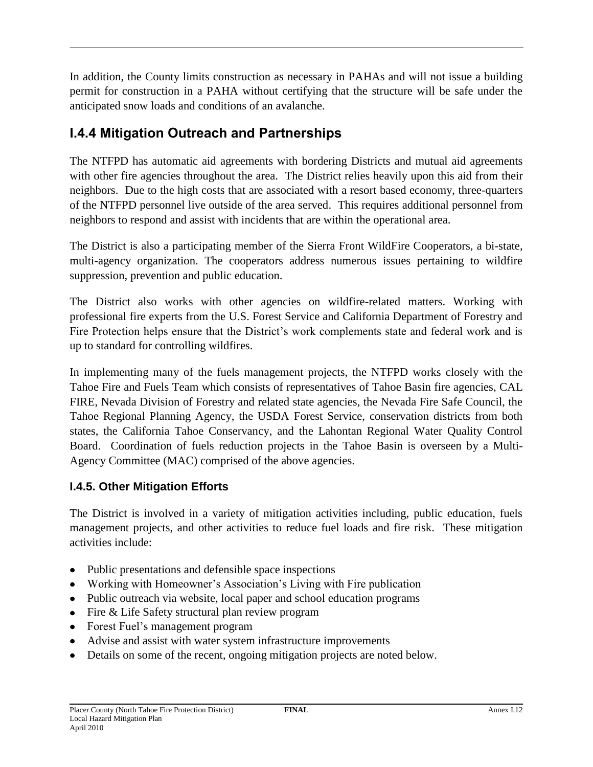In addition, the County limits construction as necessary in PAHAs and will not issue a building permit for construction in a PAHA without certifying that the structure will be safe under the anticipated snow loads and conditions of an avalanche.

## I.4.4 Mitigation Outreach and Partnerships

The NTFPD has automatic aid agreements with bordering Districts and mutual aid agreements with other fire agencies throughout the area. The District relies heavily upon this aid from their neighbors. Due to the high costs that are associated with a resort based economy, three-quarters of the NTFPD personnel live outside of the area served. This requires additional personnel from neighbors to respond and assist with incidents that are within the operational area.

The District is also a participating member of the Sierra Front WildFire Cooperators, a bi-state, multi-agency organization. The cooperators address numerous issues pertaining to wildfire suppression, prevention and public education.

The District also works with other agencies on wildfire-related matters. Working with professional fire experts from the U.S. Forest Service and California Department of Forestry and Fire Protection helps ensure that the District's work complements state and federal work and is up to standard for controlling wildfires.

In implementing many of the fuels management projects, the NTFPD works closely with the Tahoe Fire and Fuels Team which consists of representatives of Tahoe Basin fire agencies, CAL FIRE, Nevada Division of Forestry and related state agencies, the Nevada Fire Safe Council, the Tahoe Regional Planning Agency, the USDA Forest Service, conservation districts from both states, the California Tahoe Conservancy, and the Lahontan Regional Water Quality Control Board. Coordination of fuels reduction projects in the Tahoe Basin is overseen by a Multi-Agency Committee (MAC) comprised of the above agencies.

### I.4.5. Other Mitigation Efforts

The District is involved in a variety of mitigation activities including, public education, fuels management projects, and other activities to reduce fuel loads and fire risk. These mitigation activities include:

- Public presentations and defensible space inspections
- Working with Homeowner's Association's Living with Fire publication
- Public outreach via website, local paper and school education programs
- Fire & Life Safety structural plan review program
- Forest Fuel's management program
- Advise and assist with water system infrastructure improvements
- Details on some of the recent, ongoing mitigation projects are noted below.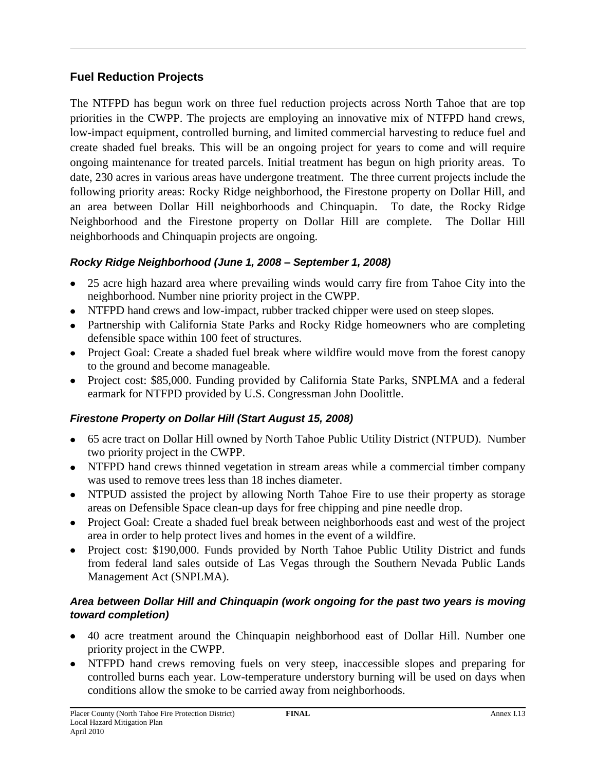## Fuel Reduction Projects

The NTFPD has begun work on three fuel reduction projects across North Tahoe that are top priorities in the CWPP. The projects are employing an innovative mix of NTFPD hand crews, low-impact equipment, controlled burning, and limited commercial harvesting to reduce fuel and create shaded fuel breaks. This will be an ongoing project for years to come and will require ongoing maintenance for treated parcels. Initial treatment has begun on high priority areas. To date, 230 acres in various areas have undergone treatment. The three current projects include the following priority areas: Rocky Ridge neighborhood, the Firestone property on Dollar Hill, and an area between Dollar Hill neighborhoods and Chinquapin. To date, the Rocky Ridge Neighborhood and the Firestone property on Dollar Hill are complete. The Dollar Hill neighborhoods and Chinquapin projects are ongoing.

### *Rocky Ridge Neighborhood (June 1, 2008 – September 1, 2008)*

- 25 acre high hazard area where prevailing winds would carry fire from Tahoe City into the neighborhood. Number nine priority project in the CWPP.
- NTFPD hand crews and low-impact, rubber tracked chipper were used on steep slopes.
- Partnership with California State Parks and Rocky Ridge homeowners who are completing defensible space within 100 feet of structures.
- Project Goal: Create a shaded fuel break where wildfire would move from the forest canopy to the ground and become manageable.
- Project cost: $85,000. Funding provided by California State Parks, SNPLMA and a federal earmark for NTFPD provided by U.S. Congressman John Doolittle.

### *Firestone Property on Dollar Hill (Start August 15, 2008)*

- 65 acre tract on Dollar Hill owned by North Tahoe Public Utility District (NTPUD). Number two priority project in the CWPP.
- NTFPD hand crews thinned vegetation in stream areas while a commercial timber company was used to remove trees less than 18 inches diameter.
- NTPUD assisted the project by allowing North Tahoe Fire to use their property as storage areas on Defensible Space clean-up days for free chipping and pine needle drop.
- Project Goal: Create a shaded fuel break between neighborhoods east and west of the project area in order to help protect lives and homes in the event of a wildfire.
- Project cost: $190,000. Funds provided by North Tahoe Public Utility District and funds from federal land sales outside of Las Vegas through the Southern Nevada Public Lands Management Act (SNPLMA).

### *Area between Dollar Hill and Chinquapin (work ongoing for the past two years is moving toward completion)*

- 40 acre treatment around the Chinquapin neighborhood east of Dollar Hill. Number one priority project in the CWPP.
- NTFPD hand crews removing fuels on very steep, inaccessible slopes and preparing for controlled burns each year. Low-temperature understory burning will be used on days when conditions allow the smoke to be carried away from neighborhoods.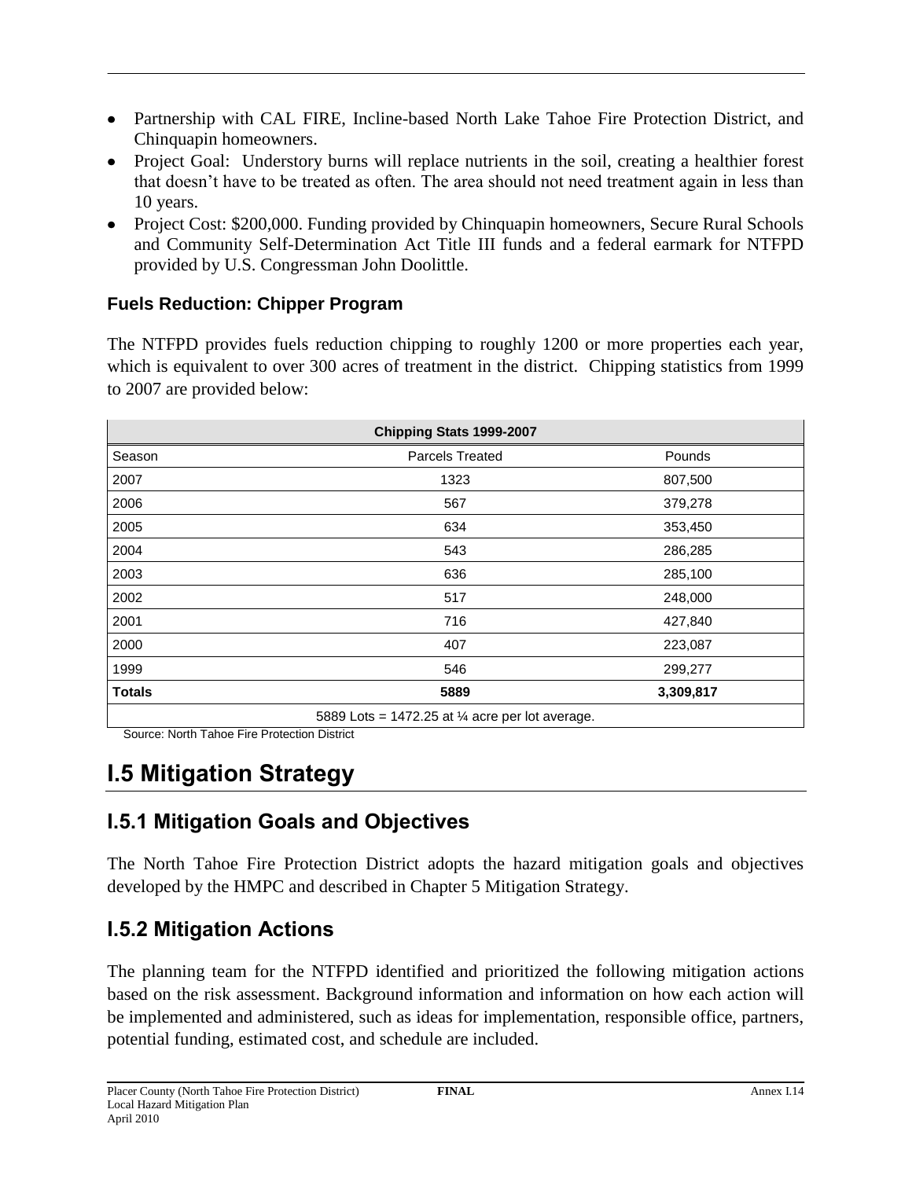- Partnership with CAL FIRE, Incline-based North Lake Tahoe Fire Protection District, and Chinquapin homeowners.
- Project Goal: Understory burns will replace nutrients in the soil, creating a healthier forest that doesn't have to be treated as often. The area should not need treatment again in less than 10 years.
- Project Cost: $200,000. Funding provided by Chinquapin homeowners, Secure Rural Schools and Community Self-Determination Act Title III funds and a federal earmark for NTFPD provided by U.S. Congressman John Doolittle.

### Fuels Reduction: Chipper Program

The NTFPD provides fuels reduction chipping to roughly 1200 or more properties each year, which is equivalent to over 300 acres of treatment in the district. Chipping statistics from 1999 to 2007 are provided below:

| Chipping Stats 1999-2007 | | |
|---|---|---|
| Season | Parcels Treated | Pounds |
| 2007 | 1323 | 807,500 |
| 2006 | 567 | 379,278 |
| 2005 | 634 | 353,450 |
| 2004 | 543 | 286,285 |
| 2003 | 636 | 285,100 |
| 2002 | 517 | 248,000 |
| 2001 | 716 | 427,840 |
| 2000 | 407 | 223,087 |
| 1999 | 546 | 299,277 |
| **Totals** | **5889** | **3,309,817** |
| 5889 Lots = 1472.25 at ¼ acre per lot average. | | |

Source: North Tahoe Fire Protection District

# I.5 Mitigation Strategy

## I.5.1 Mitigation Goals and Objectives

The North Tahoe Fire Protection District adopts the hazard mitigation goals and objectives developed by the HMPC and described in Chapter 5 Mitigation Strategy.

## I.5.2 Mitigation Actions

The planning team for the NTFPD identified and prioritized the following mitigation actions based on the risk assessment. Background information and information on how each action will be implemented and administered, such as ideas for implementation, responsible office, partners, potential funding, estimated cost, and schedule are included.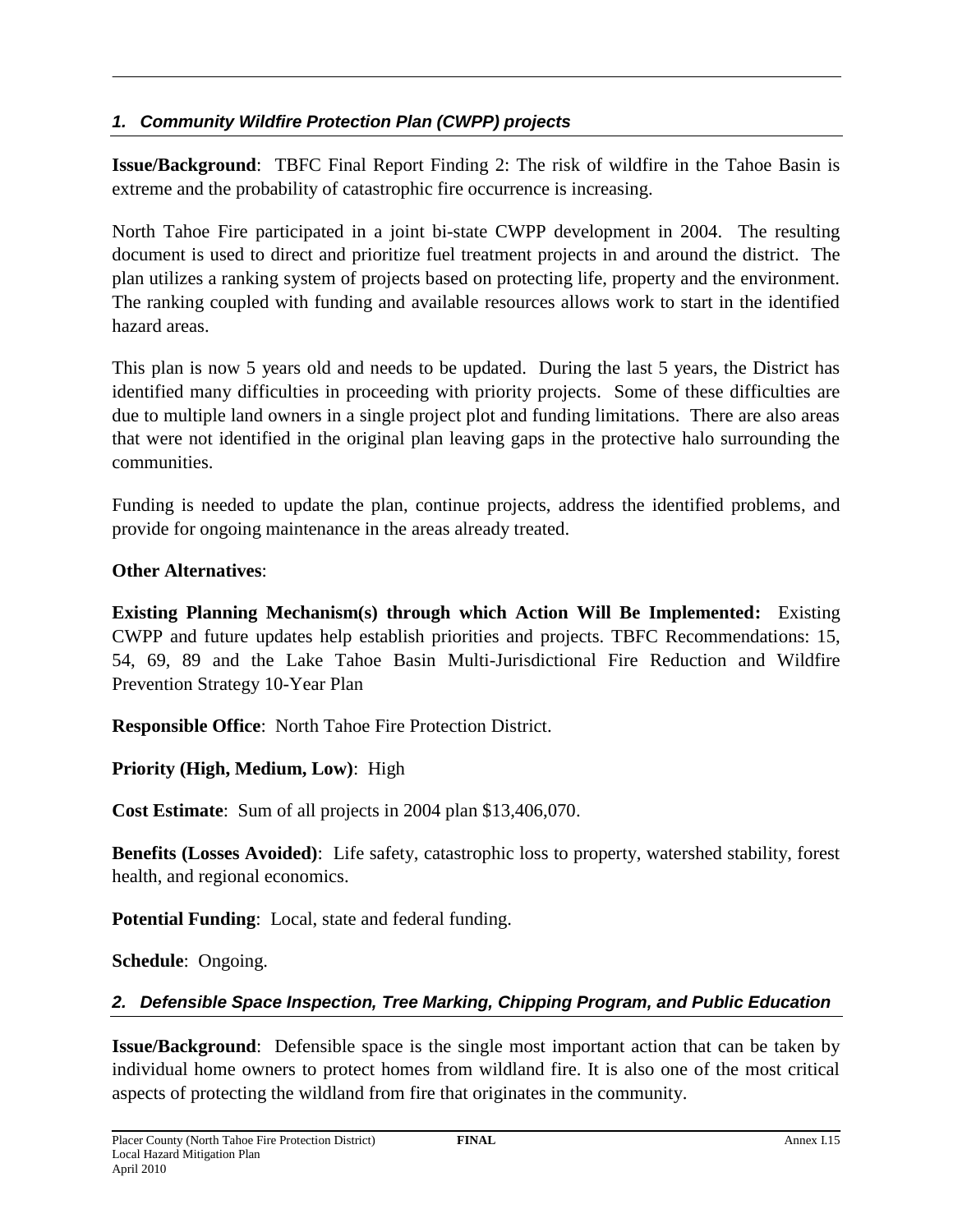### *1. Community Wildfire Protection Plan (CWPP) projects*

**Issue/Background**: TBFC Final Report Finding 2: The risk of wildfire in the Tahoe Basin is extreme and the probability of catastrophic fire occurrence is increasing.

North Tahoe Fire participated in a joint bi-state CWPP development in 2004. The resulting document is used to direct and prioritize fuel treatment projects in and around the district. The plan utilizes a ranking system of projects based on protecting life, property and the environment. The ranking coupled with funding and available resources allows work to start in the identified hazard areas.

This plan is now 5 years old and needs to be updated. During the last 5 years, the District has identified many difficulties in proceeding with priority projects. Some of these difficulties are due to multiple land owners in a single project plot and funding limitations. There are also areas that were not identified in the original plan leaving gaps in the protective halo surrounding the communities.

Funding is needed to update the plan, continue projects, address the identified problems, and provide for ongoing maintenance in the areas already treated.

**Other Alternatives**:

**Existing Planning Mechanism(s) through which Action Will Be Implemented:** Existing CWPP and future updates help establish priorities and projects. TBFC Recommendations: 15, 54, 69, 89 and the Lake Tahoe Basin Multi-Jurisdictional Fire Reduction and Wildfire Prevention Strategy 10-Year Plan

**Responsible Office**: North Tahoe Fire Protection District.

**Priority (High, Medium, Low)**: High

**Cost Estimate**: Sum of all projects in 2004 plan $13,406,070.

**Benefits (Losses Avoided)**: Life safety, catastrophic loss to property, watershed stability, forest health, and regional economics.

**Potential Funding**: Local, state and federal funding.

**Schedule**: Ongoing.

### *2. Defensible Space Inspection, Tree Marking, Chipping Program, and Public Education*

**Issue/Background**: Defensible space is the single most important action that can be taken by individual home owners to protect homes from wildland fire. It is also one of the most critical aspects of protecting the wildland from fire that originates in the community.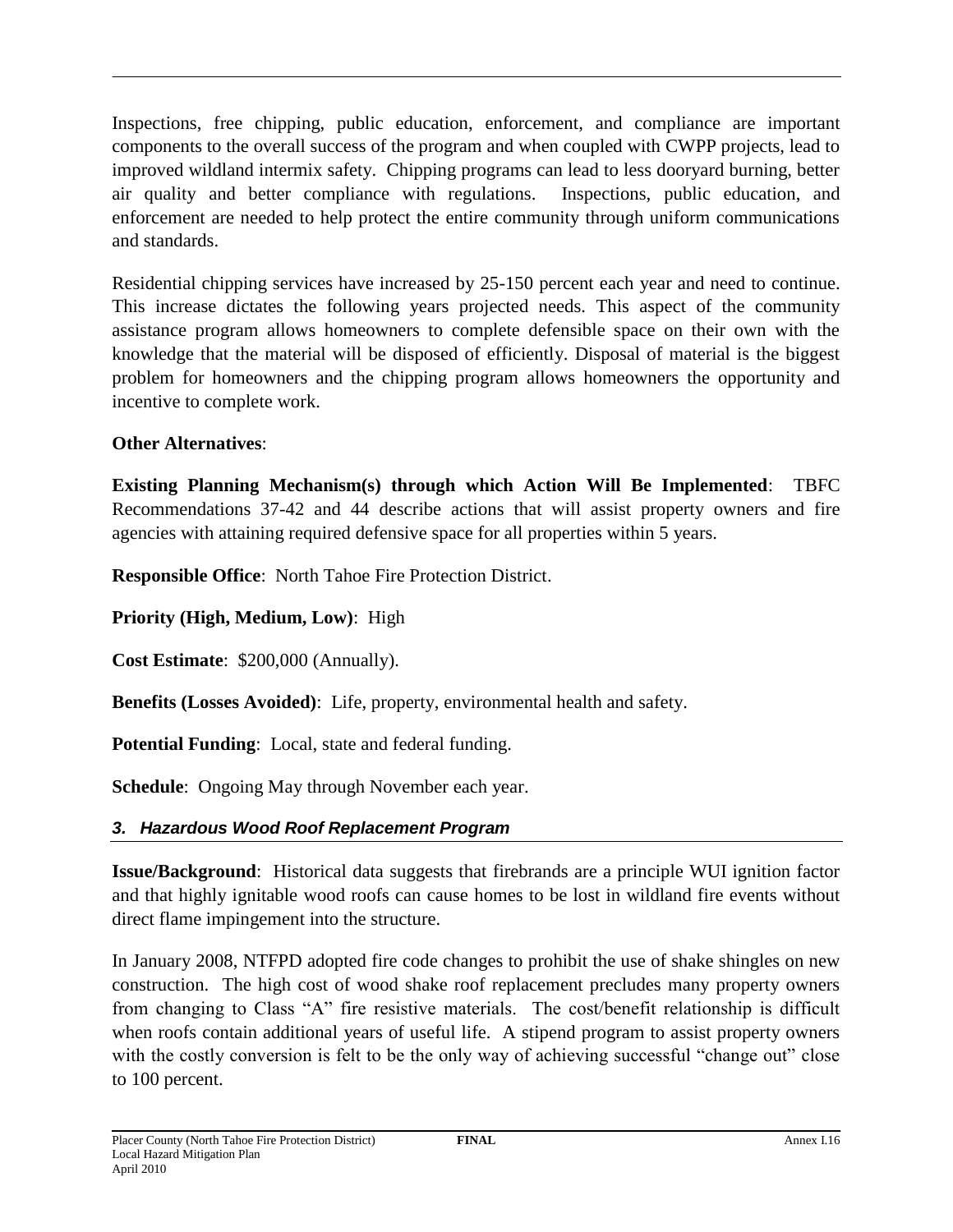Inspections, free chipping, public education, enforcement, and compliance are important components to the overall success of the program and when coupled with CWPP projects, lead to improved wildland intermix safety. Chipping programs can lead to less dooryard burning, better air quality and better compliance with regulations. Inspections, public education, and enforcement are needed to help protect the entire community through uniform communications and standards.

Residential chipping services have increased by 25-150 percent each year and need to continue. This increase dictates the following years projected needs. This aspect of the community assistance program allows homeowners to complete defensible space on their own with the knowledge that the material will be disposed of efficiently. Disposal of material is the biggest problem for homeowners and the chipping program allows homeowners the opportunity and incentive to complete work.

**Other Alternatives**:

**Existing Planning Mechanism(s) through which Action Will Be Implemented**: TBFC Recommendations 37-42 and 44 describe actions that will assist property owners and fire agencies with attaining required defensive space for all properties within 5 years.

**Responsible Office**: North Tahoe Fire Protection District.

**Priority (High, Medium, Low)**: High

**Cost Estimate**: $200,000 (Annually).

**Benefits (Losses Avoided)**: Life, property, environmental health and safety.

**Potential Funding**: Local, state and federal funding.

**Schedule**: Ongoing May through November each year.

### *3. Hazardous Wood Roof Replacement Program*

**Issue/Background**: Historical data suggests that firebrands are a principle WUI ignition factor and that highly ignitable wood roofs can cause homes to be lost in wildland fire events without direct flame impingement into the structure.

In January 2008, NTFPD adopted fire code changes to prohibit the use of shake shingles on new construction. The high cost of wood shake roof replacement precludes many property owners from changing to Class "A" fire resistive materials. The cost/benefit relationship is difficult when roofs contain additional years of useful life. A stipend program to assist property owners with the costly conversion is felt to be the only way of achieving successful "change out" close to 100 percent.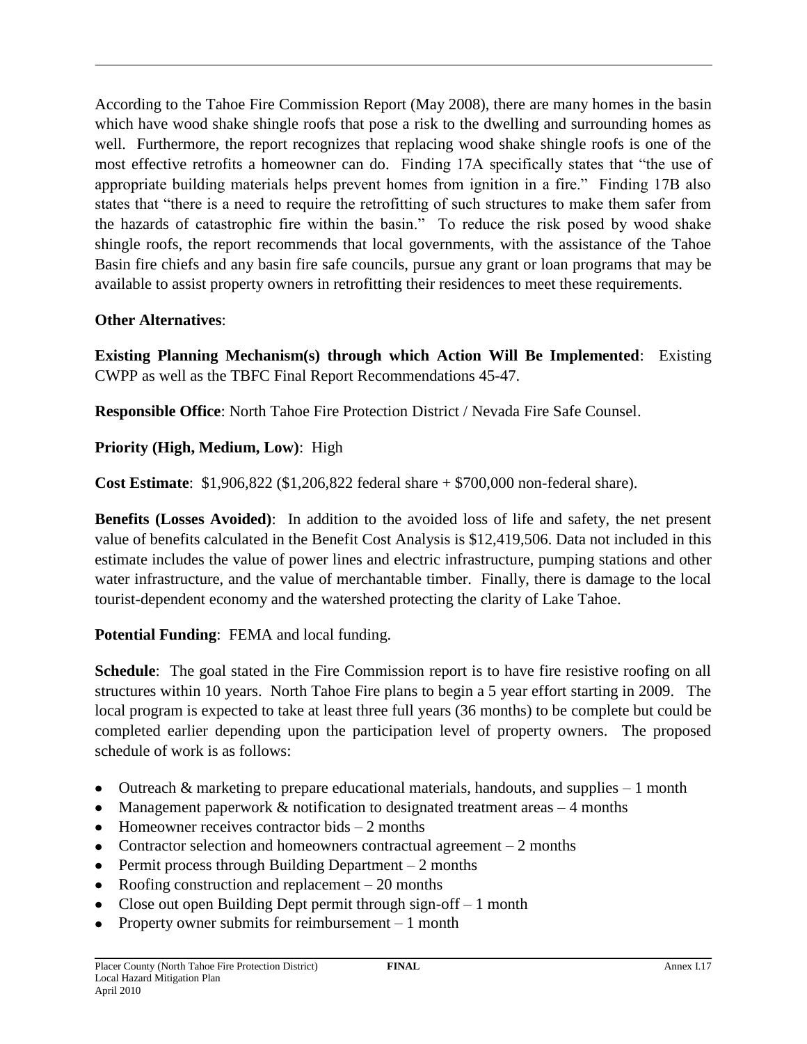According to the Tahoe Fire Commission Report (May 2008), there are many homes in the basin which have wood shake shingle roofs that pose a risk to the dwelling and surrounding homes as well. Furthermore, the report recognizes that replacing wood shake shingle roofs is one of the most effective retrofits a homeowner can do. Finding 17A specifically states that "the use of appropriate building materials helps prevent homes from ignition in a fire." Finding 17B also states that "there is a need to require the retrofitting of such structures to make them safer from the hazards of catastrophic fire within the basin." To reduce the risk posed by wood shake shingle roofs, the report recommends that local governments, with the assistance of the Tahoe Basin fire chiefs and any basin fire safe councils, pursue any grant or loan programs that may be available to assist property owners in retrofitting their residences to meet these requirements.

**Other Alternatives**:

**Existing Planning Mechanism(s) through which Action Will Be Implemented**: Existing CWPP as well as the TBFC Final Report Recommendations 45-47.

**Responsible Office**: North Tahoe Fire Protection District / Nevada Fire Safe Counsel.

**Priority (High, Medium, Low)**: High

**Cost Estimate**: $1,906,822 ($1,206,822 federal share + $700,000 non-federal share).

**Benefits (Losses Avoided)**: In addition to the avoided loss of life and safety, the net present value of benefits calculated in the Benefit Cost Analysis is $12,419,506. Data not included in this estimate includes the value of power lines and electric infrastructure, pumping stations and other water infrastructure, and the value of merchantable timber. Finally, there is damage to the local tourist-dependent economy and the watershed protecting the clarity of Lake Tahoe.

**Potential Funding**: FEMA and local funding.

**Schedule**: The goal stated in the Fire Commission report is to have fire resistive roofing on all structures within 10 years. North Tahoe Fire plans to begin a 5 year effort starting in 2009. The local program is expected to take at least three full years (36 months) to be complete but could be completed earlier depending upon the participation level of property owners. The proposed schedule of work is as follows:

- Outreach & marketing to prepare educational materials, handouts, and supplies – 1 month
- Management paperwork & notification to designated treatment areas – 4 months
- Homeowner receives contractor bids – 2 months
- Contractor selection and homeowners contractual agreement – 2 months
- Permit process through Building Department – 2 months
- Roofing construction and replacement – 20 months
- Close out open Building Dept permit through sign-off – 1 month
- Property owner submits for reimbursement – 1 month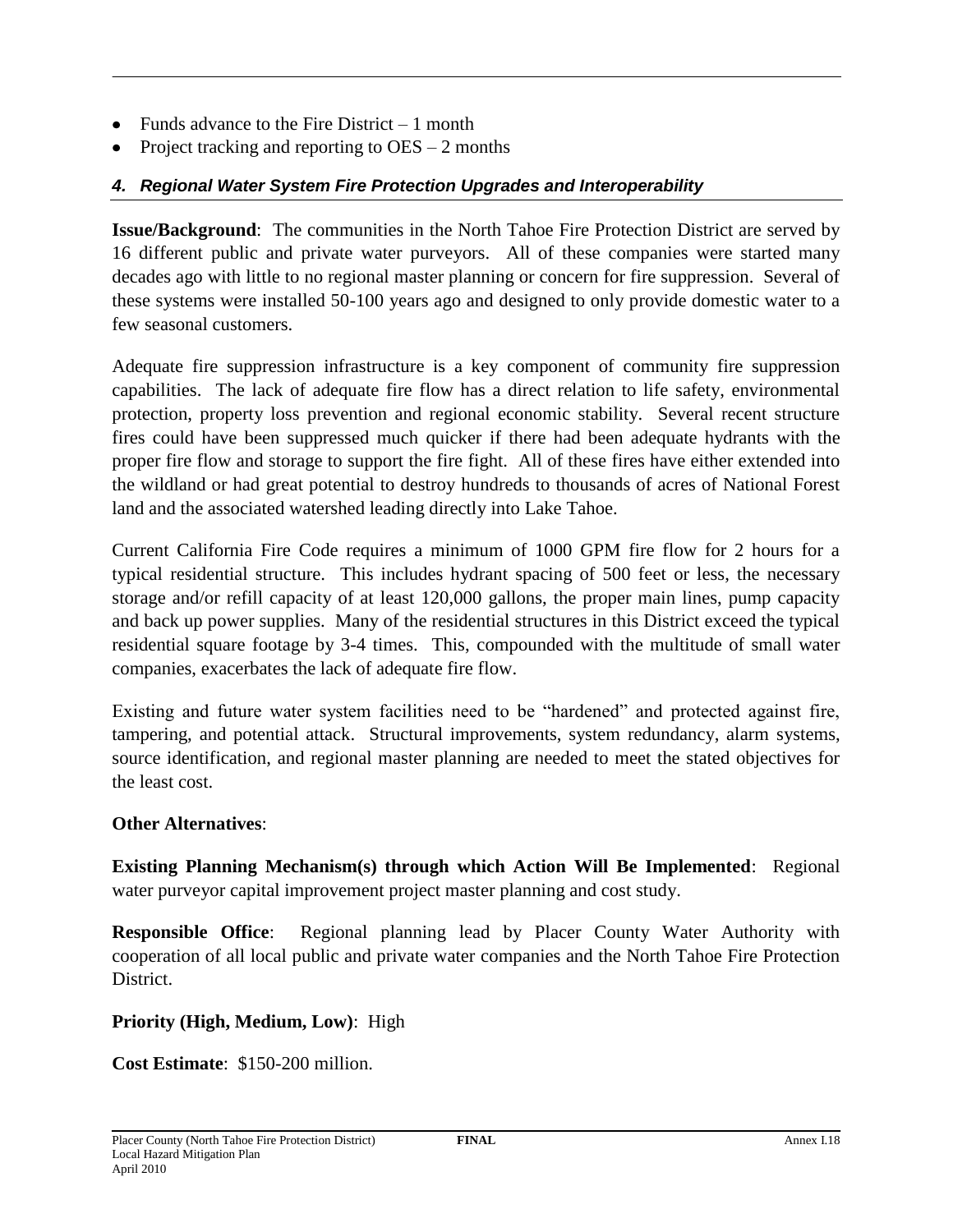- Funds advance to the Fire District – 1 month
- Project tracking and reporting to OES – 2 months

### *4. Regional Water System Fire Protection Upgrades and Interoperability*

**Issue/Background**: The communities in the North Tahoe Fire Protection District are served by 16 different public and private water purveyors. All of these companies were started many decades ago with little to no regional master planning or concern for fire suppression. Several of these systems were installed 50-100 years ago and designed to only provide domestic water to a few seasonal customers.

Adequate fire suppression infrastructure is a key component of community fire suppression capabilities. The lack of adequate fire flow has a direct relation to life safety, environmental protection, property loss prevention and regional economic stability. Several recent structure fires could have been suppressed much quicker if there had been adequate hydrants with the proper fire flow and storage to support the fire fight. All of these fires have either extended into the wildland or had great potential to destroy hundreds to thousands of acres of National Forest land and the associated watershed leading directly into Lake Tahoe.

Current California Fire Code requires a minimum of 1000 GPM fire flow for 2 hours for a typical residential structure. This includes hydrant spacing of 500 feet or less, the necessary storage and/or refill capacity of at least 120,000 gallons, the proper main lines, pump capacity and back up power supplies. Many of the residential structures in this District exceed the typical residential square footage by 3-4 times. This, compounded with the multitude of small water companies, exacerbates the lack of adequate fire flow.

Existing and future water system facilities need to be "hardened" and protected against fire, tampering, and potential attack. Structural improvements, system redundancy, alarm systems, source identification, and regional master planning are needed to meet the stated objectives for the least cost.

**Other Alternatives**:

**Existing Planning Mechanism(s) through which Action Will Be Implemented**: Regional water purveyor capital improvement project master planning and cost study.

**Responsible Office**: Regional planning lead by Placer County Water Authority with cooperation of all local public and private water companies and the North Tahoe Fire Protection District.

**Priority (High, Medium, Low)**: High

**Cost Estimate**: $150-200 million.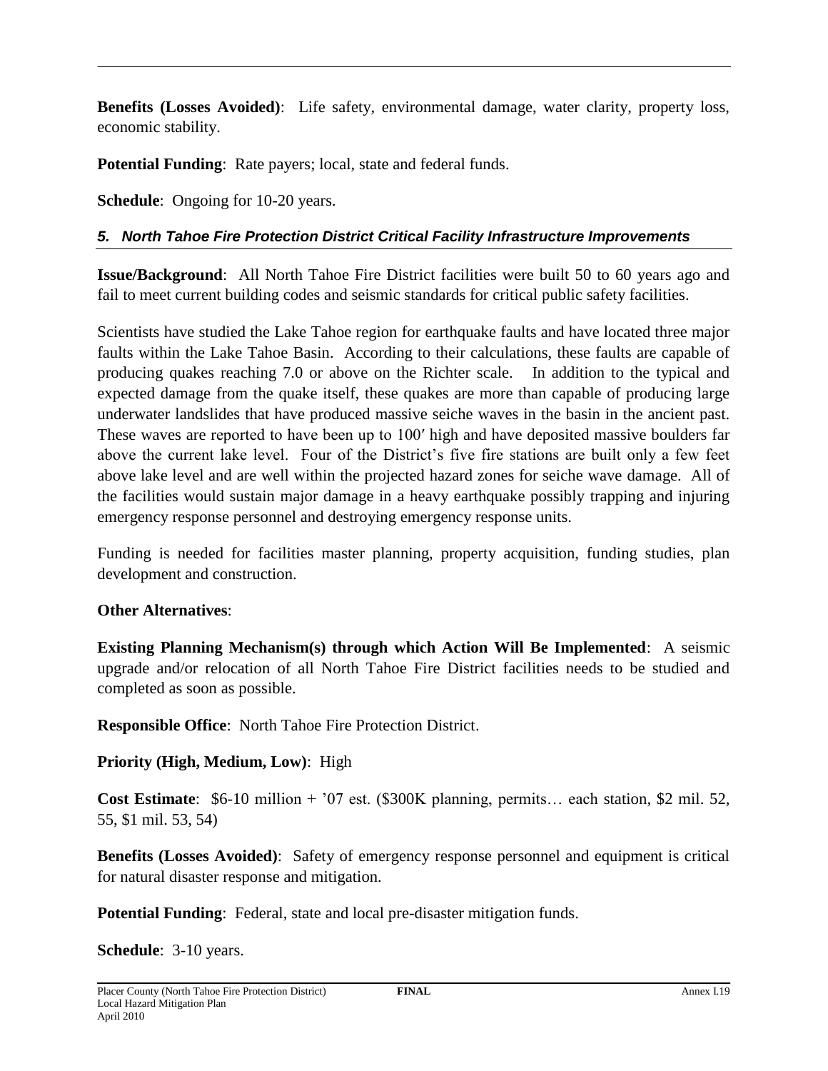**Benefits (Losses Avoided)**: Life safety, environmental damage, water clarity, property loss, economic stability.

**Potential Funding**: Rate payers; local, state and federal funds.

**Schedule**: Ongoing for 10-20 years.

### *5. North Tahoe Fire Protection District Critical Facility Infrastructure Improvements*

**Issue/Background**: All North Tahoe Fire District facilities were built 50 to 60 years ago and fail to meet current building codes and seismic standards for critical public safety facilities.

Scientists have studied the Lake Tahoe region for earthquake faults and have located three major faults within the Lake Tahoe Basin. According to their calculations, these faults are capable of producing quakes reaching 7.0 or above on the Richter scale. In addition to the typical and expected damage from the quake itself, these quakes are more than capable of producing large underwater landslides that have produced massive seiche waves in the basin in the ancient past. These waves are reported to have been up to 100′ high and have deposited massive boulders far above the current lake level. Four of the District's five fire stations are built only a few feet above lake level and are well within the projected hazard zones for seiche wave damage. All of the facilities would sustain major damage in a heavy earthquake possibly trapping and injuring emergency response personnel and destroying emergency response units.

Funding is needed for facilities master planning, property acquisition, funding studies, plan development and construction.

**Other Alternatives**:

**Existing Planning Mechanism(s) through which Action Will Be Implemented**: A seismic upgrade and/or relocation of all North Tahoe Fire District facilities needs to be studied and completed as soon as possible.

**Responsible Office**: North Tahoe Fire Protection District.

**Priority (High, Medium, Low)**: High

**Cost Estimate**: $6-10 million + '07 est. ($300K planning, permits… each station, $2 mil. 52, 55, $1 mil. 53, 54)

**Benefits (Losses Avoided)**: Safety of emergency response personnel and equipment is critical for natural disaster response and mitigation.

**Potential Funding**: Federal, state and local pre-disaster mitigation funds.

**Schedule**: 3-10 years.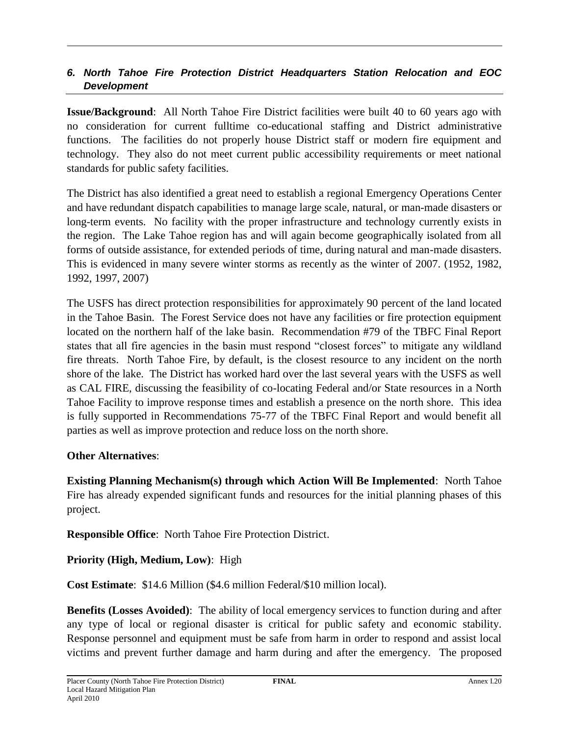### *6. North Tahoe Fire Protection District Headquarters Station Relocation and EOC Development*

**Issue/Background**: All North Tahoe Fire District facilities were built 40 to 60 years ago with no consideration for current fulltime co-educational staffing and District administrative functions. The facilities do not properly house District staff or modern fire equipment and technology. They also do not meet current public accessibility requirements or meet national standards for public safety facilities.

The District has also identified a great need to establish a regional Emergency Operations Center and have redundant dispatch capabilities to manage large scale, natural, or man-made disasters or long-term events. No facility with the proper infrastructure and technology currently exists in the region. The Lake Tahoe region has and will again become geographically isolated from all forms of outside assistance, for extended periods of time, during natural and man-made disasters. This is evidenced in many severe winter storms as recently as the winter of 2007. (1952, 1982, 1992, 1997, 2007)

The USFS has direct protection responsibilities for approximately 90 percent of the land located in the Tahoe Basin. The Forest Service does not have any facilities or fire protection equipment located on the northern half of the lake basin. Recommendation #79 of the TBFC Final Report states that all fire agencies in the basin must respond "closest forces" to mitigate any wildland fire threats. North Tahoe Fire, by default, is the closest resource to any incident on the north shore of the lake. The District has worked hard over the last several years with the USFS as well as CAL FIRE, discussing the feasibility of co-locating Federal and/or State resources in a North Tahoe Facility to improve response times and establish a presence on the north shore. This idea is fully supported in Recommendations 75-77 of the TBFC Final Report and would benefit all parties as well as improve protection and reduce loss on the north shore.

**Other Alternatives**:

**Existing Planning Mechanism(s) through which Action Will Be Implemented**: North Tahoe Fire has already expended significant funds and resources for the initial planning phases of this project.

**Responsible Office**: North Tahoe Fire Protection District.

**Priority (High, Medium, Low)**: High

**Cost Estimate**: $14.6 Million ($4.6 million Federal/$10 million local).

**Benefits (Losses Avoided)**: The ability of local emergency services to function during and after any type of local or regional disaster is critical for public safety and economic stability. Response personnel and equipment must be safe from harm in order to respond and assist local victims and prevent further damage and harm during and after the emergency. The proposed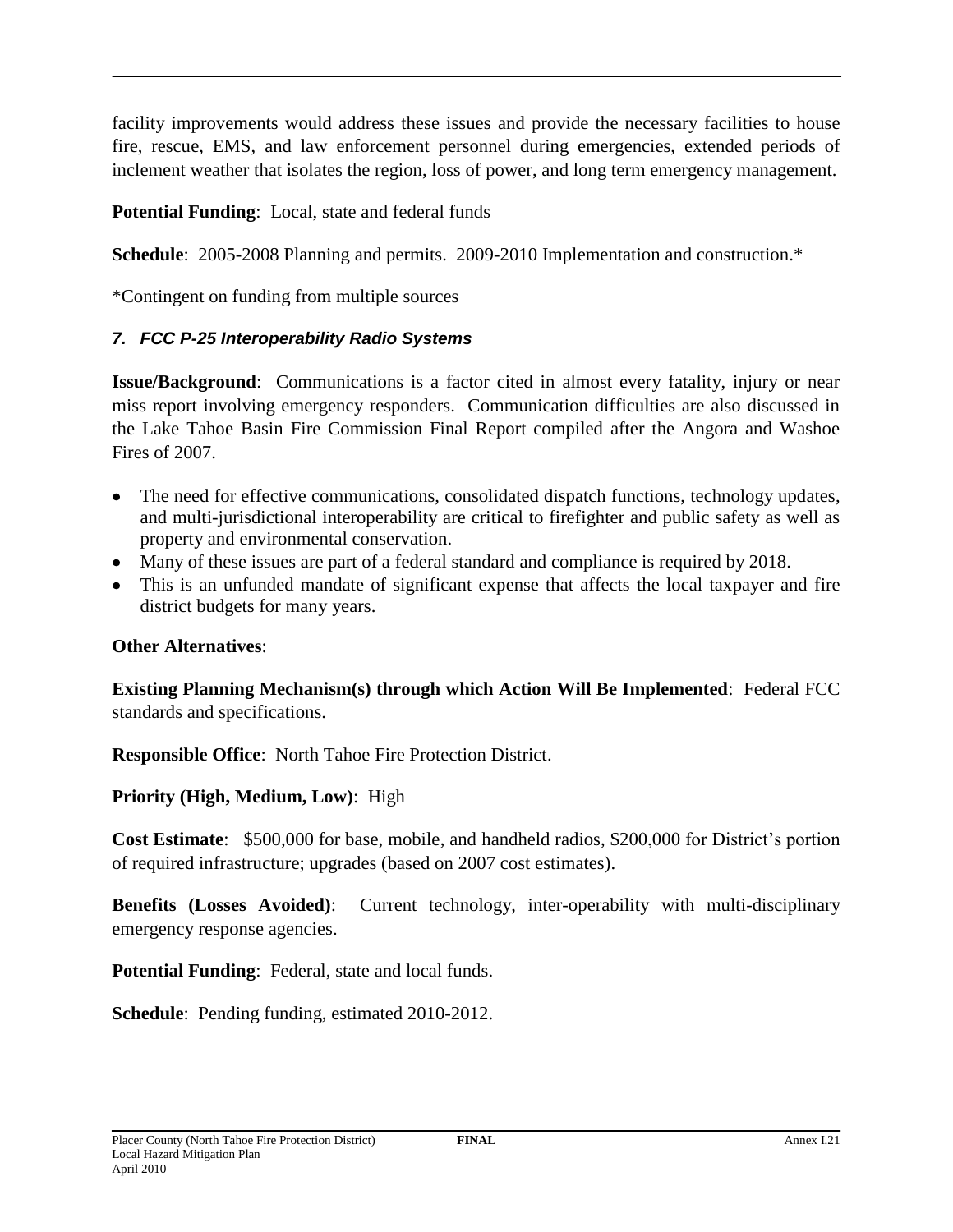facility improvements would address these issues and provide the necessary facilities to house fire, rescue, EMS, and law enforcement personnel during emergencies, extended periods of inclement weather that isolates the region, loss of power, and long term emergency management.

**Potential Funding**: Local, state and federal funds

**Schedule**: 2005-2008 Planning and permits. 2009-2010 Implementation and construction.*

*Contingent on funding from multiple sources

### *7. FCC P-25 Interoperability Radio Systems*

**Issue/Background**: Communications is a factor cited in almost every fatality, injury or near miss report involving emergency responders. Communication difficulties are also discussed in the Lake Tahoe Basin Fire Commission Final Report compiled after the Angora and Washoe Fires of 2007.

- The need for effective communications, consolidated dispatch functions, technology updates, and multi-jurisdictional interoperability are critical to firefighter and public safety as well as property and environmental conservation.
- Many of these issues are part of a federal standard and compliance is required by 2018.
- This is an unfunded mandate of significant expense that affects the local taxpayer and fire district budgets for many years.

**Other Alternatives**:

**Existing Planning Mechanism(s) through which Action Will Be Implemented**: Federal FCC standards and specifications.

**Responsible Office**: North Tahoe Fire Protection District.

**Priority (High, Medium, Low)**: High

**Cost Estimate**: $500,000 for base, mobile, and handheld radios, $200,000 for District's portion of required infrastructure; upgrades (based on 2007 cost estimates).

**Benefits (Losses Avoided)**: Current technology, inter-operability with multi-disciplinary emergency response agencies.

**Potential Funding**: Federal, state and local funds.

**Schedule**: Pending funding, estimated 2010-2012.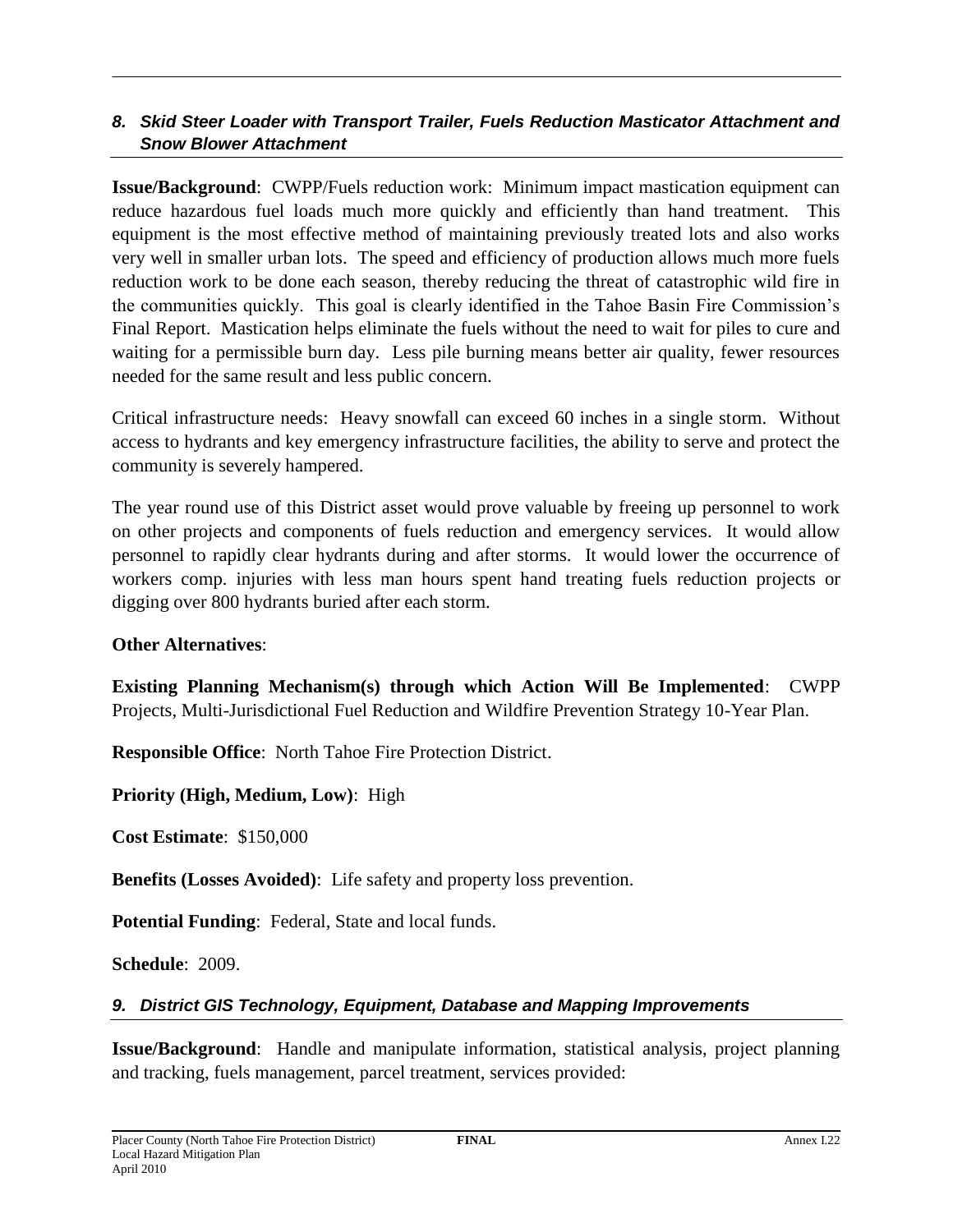### *8. Skid Steer Loader with Transport Trailer, Fuels Reduction Masticator Attachment and Snow Blower Attachment*

**Issue/Background**: CWPP/Fuels reduction work: Minimum impact mastication equipment can reduce hazardous fuel loads much more quickly and efficiently than hand treatment. This equipment is the most effective method of maintaining previously treated lots and also works very well in smaller urban lots. The speed and efficiency of production allows much more fuels reduction work to be done each season, thereby reducing the threat of catastrophic wild fire in the communities quickly. This goal is clearly identified in the Tahoe Basin Fire Commission's Final Report. Mastication helps eliminate the fuels without the need to wait for piles to cure and waiting for a permissible burn day. Less pile burning means better air quality, fewer resources needed for the same result and less public concern.

Critical infrastructure needs: Heavy snowfall can exceed 60 inches in a single storm. Without access to hydrants and key emergency infrastructure facilities, the ability to serve and protect the community is severely hampered.

The year round use of this District asset would prove valuable by freeing up personnel to work on other projects and components of fuels reduction and emergency services. It would allow personnel to rapidly clear hydrants during and after storms. It would lower the occurrence of workers comp. injuries with less man hours spent hand treating fuels reduction projects or digging over 800 hydrants buried after each storm.

**Other Alternatives**:

**Existing Planning Mechanism(s) through which Action Will Be Implemented**: CWPP Projects, Multi-Jurisdictional Fuel Reduction and Wildfire Prevention Strategy 10-Year Plan.

**Responsible Office**: North Tahoe Fire Protection District.

**Priority (High, Medium, Low)**: High

**Cost Estimate**: $150,000

**Benefits (Losses Avoided)**: Life safety and property loss prevention.

**Potential Funding**: Federal, State and local funds.

**Schedule**: 2009.

### *9. District GIS Technology, Equipment, Database and Mapping Improvements*

**Issue/Background**: Handle and manipulate information, statistical analysis, project planning and tracking, fuels management, parcel treatment, services provided: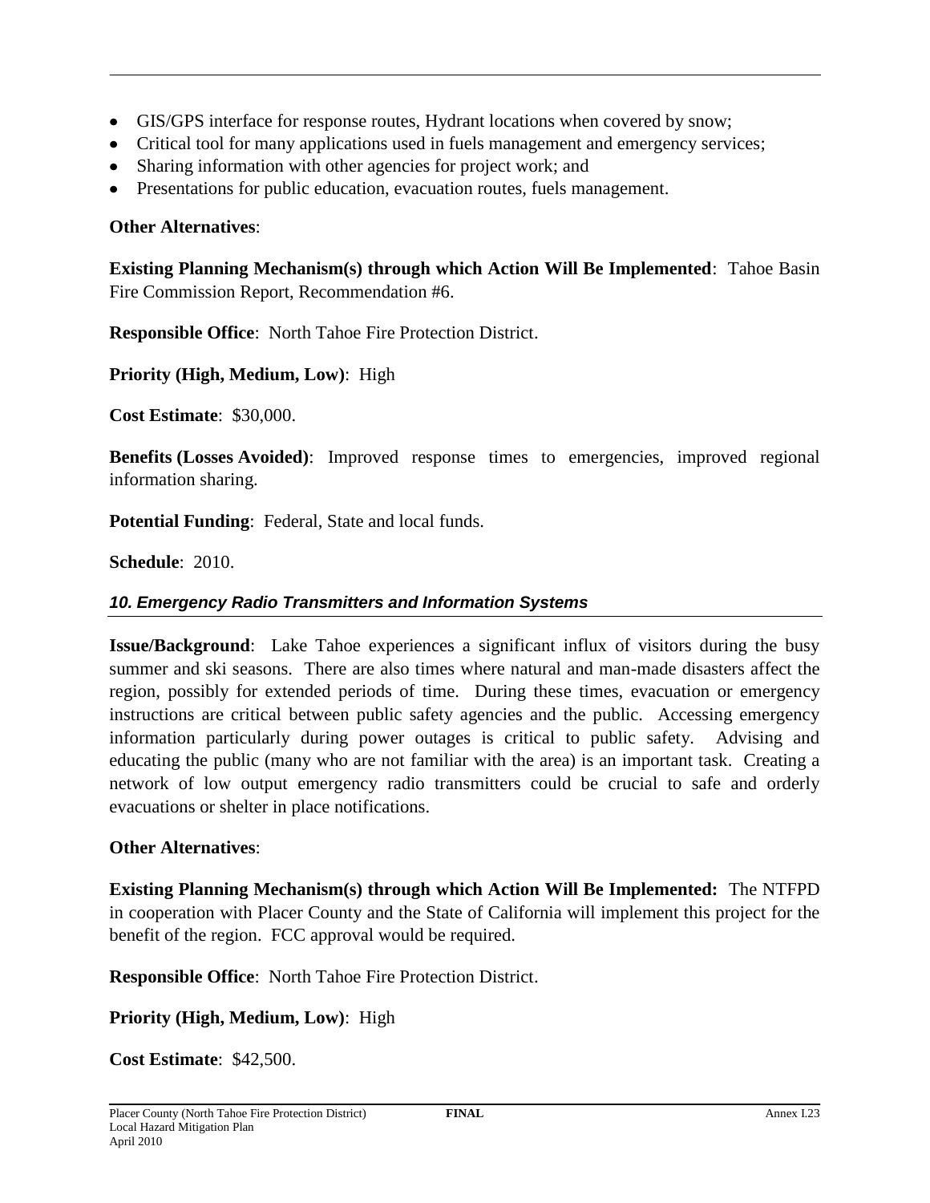- GIS/GPS interface for response routes, Hydrant locations when covered by snow;
- Critical tool for many applications used in fuels management and emergency services;
- Sharing information with other agencies for project work; and
- Presentations for public education, evacuation routes, fuels management.

**Other Alternatives**:

**Existing Planning Mechanism(s) through which Action Will Be Implemented**: Tahoe Basin Fire Commission Report, Recommendation #6.

**Responsible Office**: North Tahoe Fire Protection District.

**Priority (High, Medium, Low)**: High

**Cost Estimate**: $30,000.

**Benefits (Losses Avoided)**: Improved response times to emergencies, improved regional information sharing.

**Potential Funding**: Federal, State and local funds.

**Schedule**: 2010.

### *10. Emergency Radio Transmitters and Information Systems*

**Issue/Background**: Lake Tahoe experiences a significant influx of visitors during the busy summer and ski seasons. There are also times where natural and man-made disasters affect the region, possibly for extended periods of time. During these times, evacuation or emergency instructions are critical between public safety agencies and the public. Accessing emergency information particularly during power outages is critical to public safety. Advising and educating the public (many who are not familiar with the area) is an important task. Creating a network of low output emergency radio transmitters could be crucial to safe and orderly evacuations or shelter in place notifications.

**Other Alternatives**:

**Existing Planning Mechanism(s) through which Action Will Be Implemented:** The NTFPD in cooperation with Placer County and the State of California will implement this project for the benefit of the region. FCC approval would be required.

**Responsible Office**: North Tahoe Fire Protection District.

**Priority (High, Medium, Low)**: High

**Cost Estimate**: $42,500.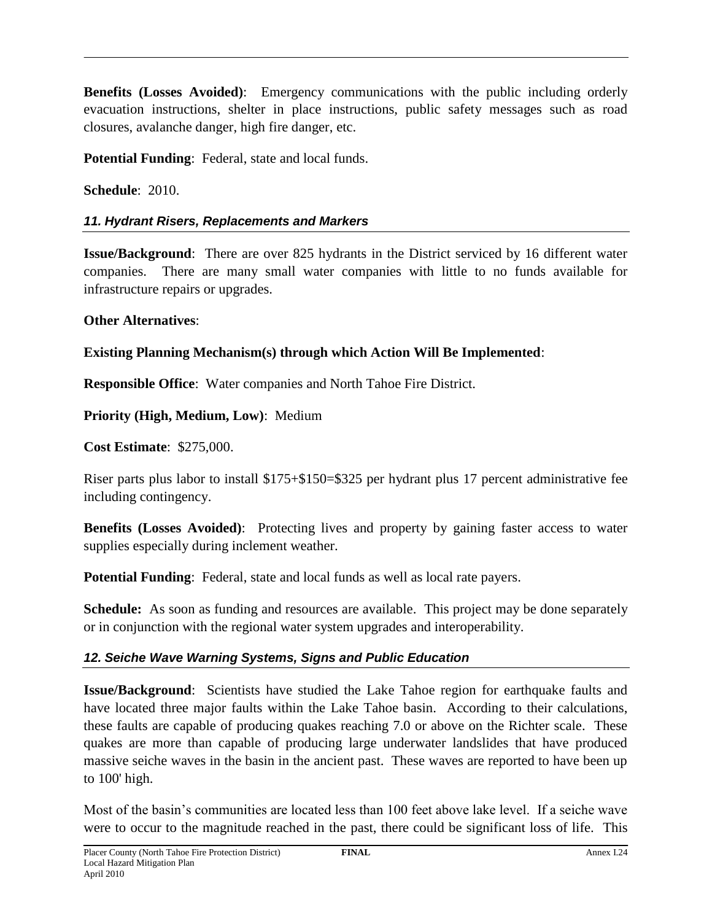**Benefits (Losses Avoided)**: Emergency communications with the public including orderly evacuation instructions, shelter in place instructions, public safety messages such as road closures, avalanche danger, high fire danger, etc.

**Potential Funding**: Federal, state and local funds.

**Schedule**: 2010.

### *11. Hydrant Risers, Replacements and Markers*

**Issue/Background**: There are over 825 hydrants in the District serviced by 16 different water companies. There are many small water companies with little to no funds available for infrastructure repairs or upgrades.

**Other Alternatives**:

**Existing Planning Mechanism(s) through which Action Will Be Implemented**:

**Responsible Office**: Water companies and North Tahoe Fire District.

**Priority (High, Medium, Low)**: Medium

**Cost Estimate**: $275,000.

Riser parts plus labor to install $175+$150=$325 per hydrant plus 17 percent administrative fee including contingency.

**Benefits (Losses Avoided)**: Protecting lives and property by gaining faster access to water supplies especially during inclement weather.

**Potential Funding**: Federal, state and local funds as well as local rate payers.

**Schedule:** As soon as funding and resources are available. This project may be done separately or in conjunction with the regional water system upgrades and interoperability.

### *12. Seiche Wave Warning Systems, Signs and Public Education*

**Issue/Background**: Scientists have studied the Lake Tahoe region for earthquake faults and have located three major faults within the Lake Tahoe basin. According to their calculations, these faults are capable of producing quakes reaching 7.0 or above on the Richter scale. These quakes are more than capable of producing large underwater landslides that have produced massive seiche waves in the basin in the ancient past. These waves are reported to have been up to 100' high.

Most of the basin's communities are located less than 100 feet above lake level. If a seiche wave were to occur to the magnitude reached in the past, there could be significant loss of life. This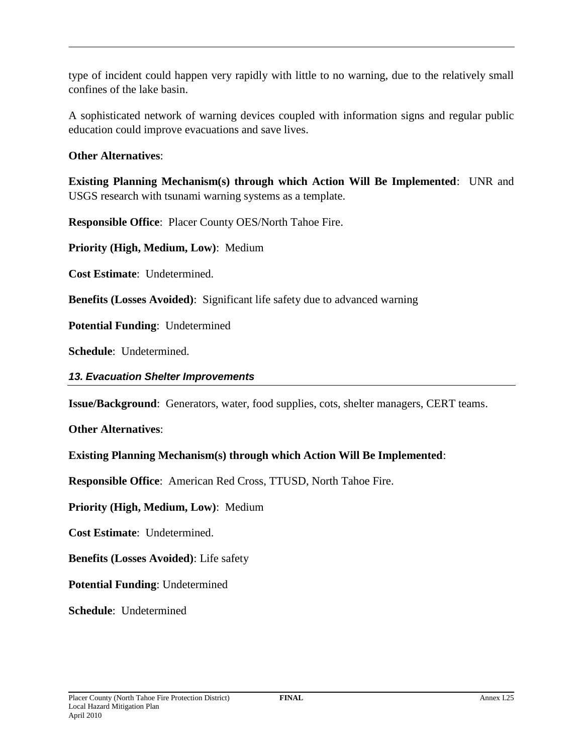type of incident could happen very rapidly with little to no warning, due to the relatively small confines of the lake basin.

A sophisticated network of warning devices coupled with information signs and regular public education could improve evacuations and save lives.

**Other Alternatives**:

**Existing Planning Mechanism(s) through which Action Will Be Implemented**: UNR and USGS research with tsunami warning systems as a template.

**Responsible Office**: Placer County OES/North Tahoe Fire.

**Priority (High, Medium, Low)**: Medium

**Cost Estimate**: Undetermined.

**Benefits (Losses Avoided)**: Significant life safety due to advanced warning

**Potential Funding**: Undetermined

**Schedule**: Undetermined.

### *13. Evacuation Shelter Improvements*

**Issue/Background**: Generators, water, food supplies, cots, shelter managers, CERT teams.

**Other Alternatives**:

**Existing Planning Mechanism(s) through which Action Will Be Implemented**:

**Responsible Office**: American Red Cross, TTUSD, North Tahoe Fire.

**Priority (High, Medium, Low)**: Medium

**Cost Estimate**: Undetermined.

**Benefits (Losses Avoided)**: Life safety

**Potential Funding**: Undetermined

**Schedule**: Undetermined